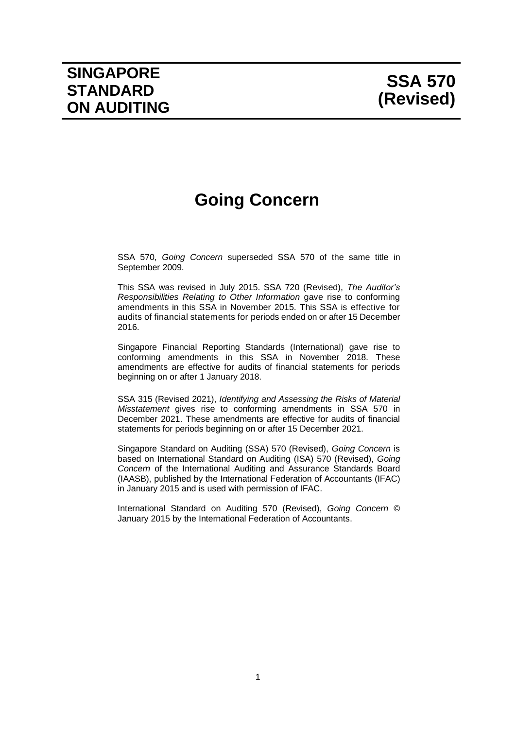# SINGAPORE STANDARD ON AUDITING

# SSA 570 (Revised)

# Going Concern

SSA 570, *Going Concern* superseded SSA 570 of the same title in September 2009.

This SSA was revised in July 2015. SSA 720 (Revised), *The Auditor's Responsibilities Relating to Other Information* gave rise to conforming amendments in this SSA in November 2015. This SSA is effective for audits of financial statements for periods ended on or after 15 December 2016.

Singapore Financial Reporting Standards (International) gave rise to conforming amendments in this SSA in November 2018. These amendments are effective for audits of financial statements for periods beginning on or after 1 January 2018.

SSA 315 (Revised 2021), *Identifying and Assessing the Risks of Material Misstatement* gives rise to conforming amendments in SSA 570 in December 2021. These amendments are effective for audits of financial statements for periods beginning on or after 15 December 2021.

Singapore Standard on Auditing (SSA) 570 (Revised), *Going Concern* is based on International Standard on Auditing (ISA) 570 (Revised), *Going Concern* of the International Auditing and Assurance Standards Board (IAASB), published by the International Federation of Accountants (IFAC) in January 2015 and is used with permission of IFAC.

International Standard on Auditing 570 (Revised), *Going Concern* © January 2015 by the International Federation of Accountants.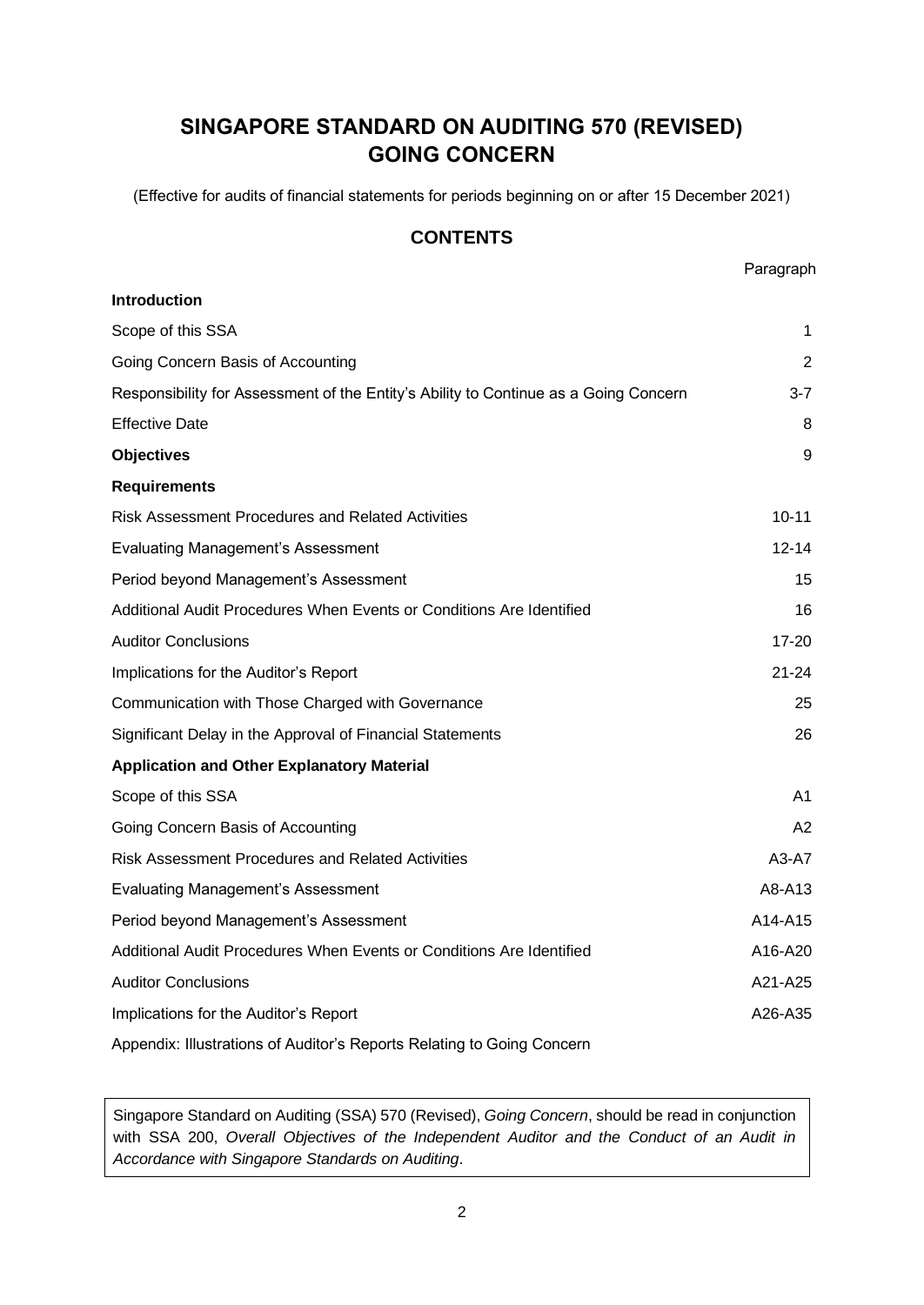# SINGAPORE STANDARD ON AUDITING 570 (REVISED) GOING CONCERN

(Effective for audits of financial statements for periods beginning on or after 15 December 2021)

## CONTENTS

| | Paragraph |
|---|---|
| **Introduction** | |
| Scope of this SSA | 1 |
| Going Concern Basis of Accounting | 2 |
| Responsibility for Assessment of the Entity's Ability to Continue as a Going Concern | 3-7 |
| Effective Date | 8 |
| **Objectives** | 9 |
| **Requirements** | |
| Risk Assessment Procedures and Related Activities | 10-11 |
| Evaluating Management's Assessment | 12-14 |
| Period beyond Management's Assessment | 15 |
| Additional Audit Procedures When Events or Conditions Are Identified | 16 |
| Auditor Conclusions | 17-20 |
| Implications for the Auditor's Report | 21-24 |
| Communication with Those Charged with Governance | 25 |
| Significant Delay in the Approval of Financial Statements | 26 |
| **Application and Other Explanatory Material** | |
| Scope of this SSA | A1 |
| Going Concern Basis of Accounting | A2 |
| Risk Assessment Procedures and Related Activities | A3-A7 |
| Evaluating Management's Assessment | A8-A13 |
| Period beyond Management's Assessment | A14-A15 |
| Additional Audit Procedures When Events or Conditions Are Identified | A16-A20 |
| Auditor Conclusions | A21-A25 |
| Implications for the Auditor's Report | A26-A35 |
| Appendix: Illustrations of Auditor's Reports Relating to Going Concern | |

Singapore Standard on Auditing (SSA) 570 (Revised), *Going Concern*, should be read in conjunction with SSA 200, *Overall Objectives of the Independent Auditor and the Conduct of an Audit in Accordance with Singapore Standards on Auditing*.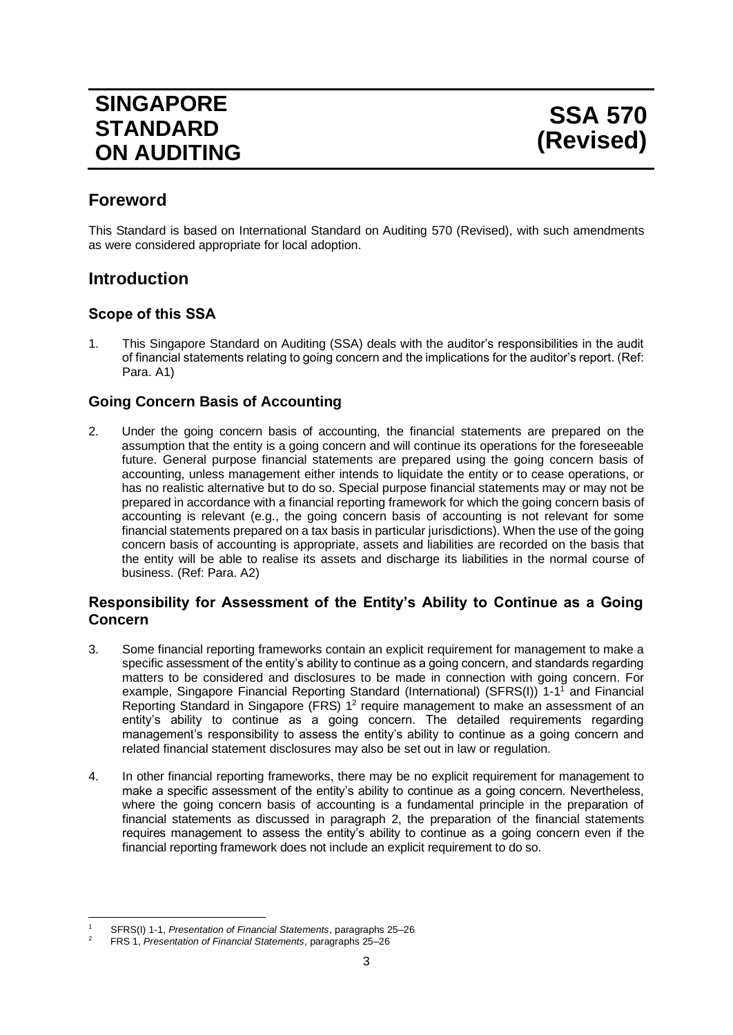# SINGAPORE STANDARD ON AUDITING

# SSA 570 (Revised)

## Foreword

This Standard is based on International Standard on Auditing 570 (Revised), with such amendments as were considered appropriate for local adoption.

## Introduction

### Scope of this SSA

1. This Singapore Standard on Auditing (SSA) deals with the auditor's responsibilities in the audit of financial statements relating to going concern and the implications for the auditor's report. (Ref: Para. A1)

### Going Concern Basis of Accounting

2. Under the going concern basis of accounting, the financial statements are prepared on the assumption that the entity is a going concern and will continue its operations for the foreseeable future. General purpose financial statements are prepared using the going concern basis of accounting, unless management either intends to liquidate the entity or to cease operations, or has no realistic alternative but to do so. Special purpose financial statements may or may not be prepared in accordance with a financial reporting framework for which the going concern basis of accounting is relevant (e.g., the going concern basis of accounting is not relevant for some financial statements prepared on a tax basis in particular jurisdictions). When the use of the going concern basis of accounting is appropriate, assets and liabilities are recorded on the basis that the entity will be able to realise its assets and discharge its liabilities in the normal course of business. (Ref: Para. A2)

### Responsibility for Assessment of the Entity's Ability to Continue as a Going Concern

3. Some financial reporting frameworks contain an explicit requirement for management to make a specific assessment of the entity's ability to continue as a going concern, and standards regarding matters to be considered and disclosures to be made in connection with going concern. For example, Singapore Financial Reporting Standard (International) (SFRS(I)) 1-1[1] and Financial Reporting Standard in Singapore (FRS) 1[2] require management to make an assessment of an entity's ability to continue as a going concern. The detailed requirements regarding management's responsibility to assess the entity's ability to continue as a going concern and related financial statement disclosures may also be set out in law or regulation.

4. In other financial reporting frameworks, there may be no explicit requirement for management to make a specific assessment of the entity's ability to continue as a going concern. Nevertheless, where the going concern basis of accounting is a fundamental principle in the preparation of financial statements as discussed in paragraph 2, the preparation of the financial statements requires management to assess the entity's ability to continue as a going concern even if the financial reporting framework does not include an explicit requirement to do so.

---

[1] SFRS(I) 1-1, *Presentation of Financial Statements*, paragraphs 25–26

[2] FRS 1, *Presentation of Financial Statements*, paragraphs 25–26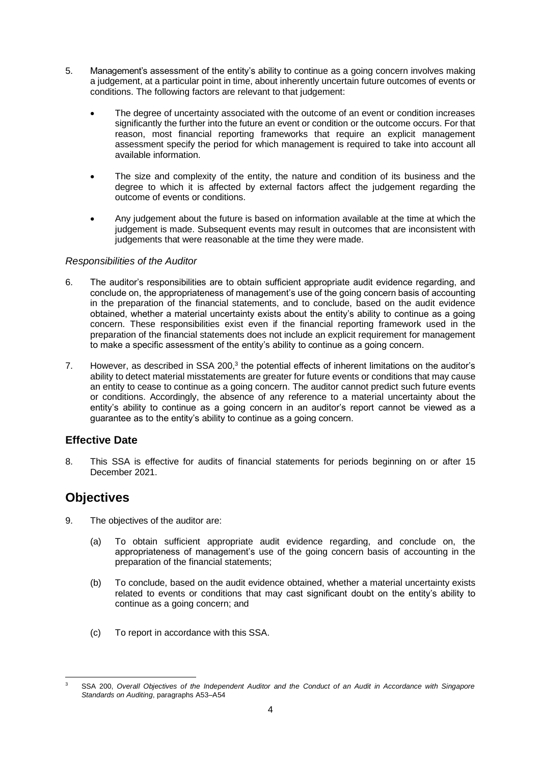5. Management's assessment of the entity's ability to continue as a going concern involves making a judgement, at a particular point in time, about inherently uncertain future outcomes of events or conditions. The following factors are relevant to that judgement:

   - The degree of uncertainty associated with the outcome of an event or condition increases significantly the further into the future an event or condition or the outcome occurs. For that reason, most financial reporting frameworks that require an explicit management assessment specify the period for which management is required to take into account all available information.

   - The size and complexity of the entity, the nature and condition of its business and the degree to which it is affected by external factors affect the judgement regarding the outcome of events or conditions.

   - Any judgement about the future is based on information available at the time at which the judgement is made. Subsequent events may result in outcomes that are inconsistent with judgements that were reasonable at the time they were made.

*Responsibilities of the Auditor*

6. The auditor's responsibilities are to obtain sufficient appropriate audit evidence regarding, and conclude on, the appropriateness of management's use of the going concern basis of accounting in the preparation of the financial statements, and to conclude, based on the audit evidence obtained, whether a material uncertainty exists about the entity's ability to continue as a going concern. These responsibilities exist even if the financial reporting framework used in the preparation of the financial statements does not include an explicit requirement for management to make a specific assessment of the entity's ability to continue as a going concern.

7. However, as described in SSA 200,[3] the potential effects of inherent limitations on the auditor's ability to detect material misstatements are greater for future events or conditions that may cause an entity to cease to continue as a going concern. The auditor cannot predict such future events or conditions. Accordingly, the absence of any reference to a material uncertainty about the entity's ability to continue as a going concern in an auditor's report cannot be viewed as a guarantee as to the entity's ability to continue as a going concern.

### Effective Date

8. This SSA is effective for audits of financial statements for periods beginning on or after 15 December 2021.

## Objectives

9. The objectives of the auditor are:

   (a) To obtain sufficient appropriate audit evidence regarding, and conclude on, the appropriateness of management's use of the going concern basis of accounting in the preparation of the financial statements;

   (b) To conclude, based on the audit evidence obtained, whether a material uncertainty exists related to events or conditions that may cast significant doubt on the entity's ability to continue as a going concern; and

   (c) To report in accordance with this SSA.

---

[3] SSA 200, *Overall Objectives of the Independent Auditor and the Conduct of an Audit in Accordance with Singapore Standards on Auditing*, paragraphs A53–A54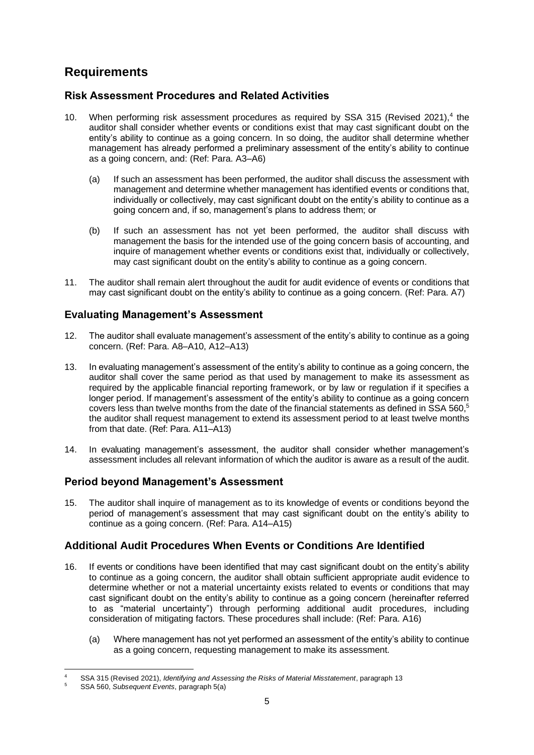## Requirements

### Risk Assessment Procedures and Related Activities

10. When performing risk assessment procedures as required by SSA 315 (Revised 2021),[4] the auditor shall consider whether events or conditions exist that may cast significant doubt on the entity's ability to continue as a going concern. In so doing, the auditor shall determine whether management has already performed a preliminary assessment of the entity's ability to continue as a going concern, and: (Ref: Para. A3–A6)

    (a) If such an assessment has been performed, the auditor shall discuss the assessment with management and determine whether management has identified events or conditions that, individually or collectively, may cast significant doubt on the entity's ability to continue as a going concern and, if so, management's plans to address them; or

    (b) If such an assessment has not yet been performed, the auditor shall discuss with management the basis for the intended use of the going concern basis of accounting, and inquire of management whether events or conditions exist that, individually or collectively, may cast significant doubt on the entity's ability to continue as a going concern.

11. The auditor shall remain alert throughout the audit for audit evidence of events or conditions that may cast significant doubt on the entity's ability to continue as a going concern. (Ref: Para. A7)

### Evaluating Management's Assessment

12. The auditor shall evaluate management's assessment of the entity's ability to continue as a going concern. (Ref: Para. A8–A10, A12–A13)

13. In evaluating management's assessment of the entity's ability to continue as a going concern, the auditor shall cover the same period as that used by management to make its assessment as required by the applicable financial reporting framework, or by law or regulation if it specifies a longer period. If management's assessment of the entity's ability to continue as a going concern covers less than twelve months from the date of the financial statements as defined in SSA 560,[5] the auditor shall request management to extend its assessment period to at least twelve months from that date. (Ref: Para. A11–A13)

14. In evaluating management's assessment, the auditor shall consider whether management's assessment includes all relevant information of which the auditor is aware as a result of the audit.

### Period beyond Management's Assessment

15. The auditor shall inquire of management as to its knowledge of events or conditions beyond the period of management's assessment that may cast significant doubt on the entity's ability to continue as a going concern. (Ref: Para. A14–A15)

### Additional Audit Procedures When Events or Conditions Are Identified

16. If events or conditions have been identified that may cast significant doubt on the entity's ability to continue as a going concern, the auditor shall obtain sufficient appropriate audit evidence to determine whether or not a material uncertainty exists related to events or conditions that may cast significant doubt on the entity's ability to continue as a going concern (hereinafter referred to as "material uncertainty") through performing additional audit procedures, including consideration of mitigating factors. These procedures shall include: (Ref: Para. A16)

    (a) Where management has not yet performed an assessment of the entity's ability to continue as a going concern, requesting management to make its assessment.

---

[4] SSA 315 (Revised 2021), *Identifying and Assessing the Risks of Material Misstatement*, paragraph 13

[5] SSA 560, *Subsequent Events*, paragraph 5(a)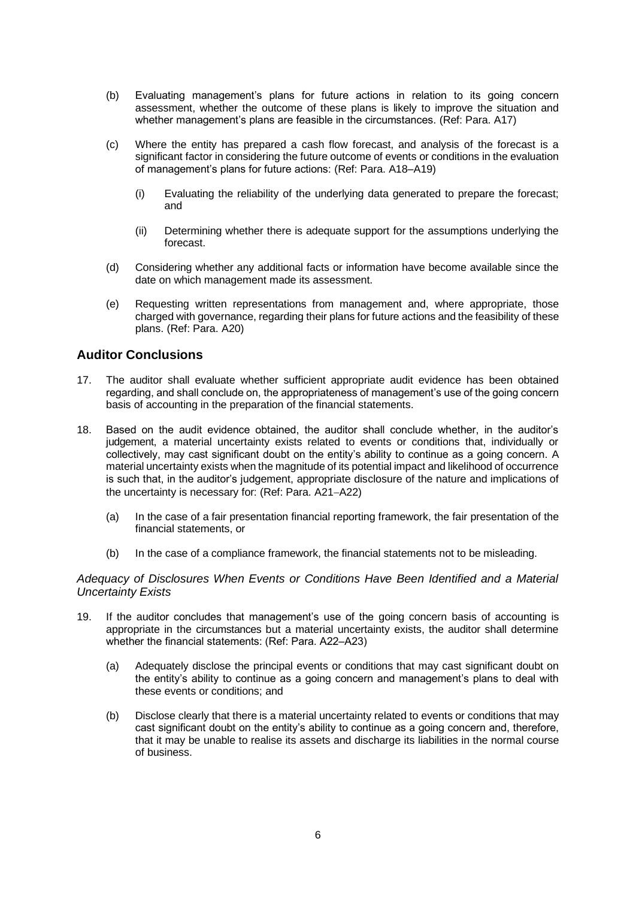(b) Evaluating management's plans for future actions in relation to its going concern assessment, whether the outcome of these plans is likely to improve the situation and whether management's plans are feasible in the circumstances. (Ref: Para. A17)

(c) Where the entity has prepared a cash flow forecast, and analysis of the forecast is a significant factor in considering the future outcome of events or conditions in the evaluation of management's plans for future actions: (Ref: Para. A18–A19)

   (i) Evaluating the reliability of the underlying data generated to prepare the forecast; and

   (ii) Determining whether there is adequate support for the assumptions underlying the forecast.

(d) Considering whether any additional facts or information have become available since the date on which management made its assessment.

(e) Requesting written representations from management and, where appropriate, those charged with governance, regarding their plans for future actions and the feasibility of these plans. (Ref: Para. A20)

## Auditor Conclusions

17. The auditor shall evaluate whether sufficient appropriate audit evidence has been obtained regarding, and shall conclude on, the appropriateness of management's use of the going concern basis of accounting in the preparation of the financial statements.

18. Based on the audit evidence obtained, the auditor shall conclude whether, in the auditor's judgement, a material uncertainty exists related to events or conditions that, individually or collectively, may cast significant doubt on the entity's ability to continue as a going concern. A material uncertainty exists when the magnitude of its potential impact and likelihood of occurrence is such that, in the auditor's judgement, appropriate disclosure of the nature and implications of the uncertainty is necessary for: (Ref: Para. A21–A22)

   (a) In the case of a fair presentation financial reporting framework, the fair presentation of the financial statements, or

   (b) In the case of a compliance framework, the financial statements not to be misleading.

*Adequacy of Disclosures When Events or Conditions Have Been Identified and a Material Uncertainty Exists*

19. If the auditor concludes that management's use of the going concern basis of accounting is appropriate in the circumstances but a material uncertainty exists, the auditor shall determine whether the financial statements: (Ref: Para. A22–A23)

   (a) Adequately disclose the principal events or conditions that may cast significant doubt on the entity's ability to continue as a going concern and management's plans to deal with these events or conditions; and

   (b) Disclose clearly that there is a material uncertainty related to events or conditions that may cast significant doubt on the entity's ability to continue as a going concern and, therefore, that it may be unable to realise its assets and discharge its liabilities in the normal course of business.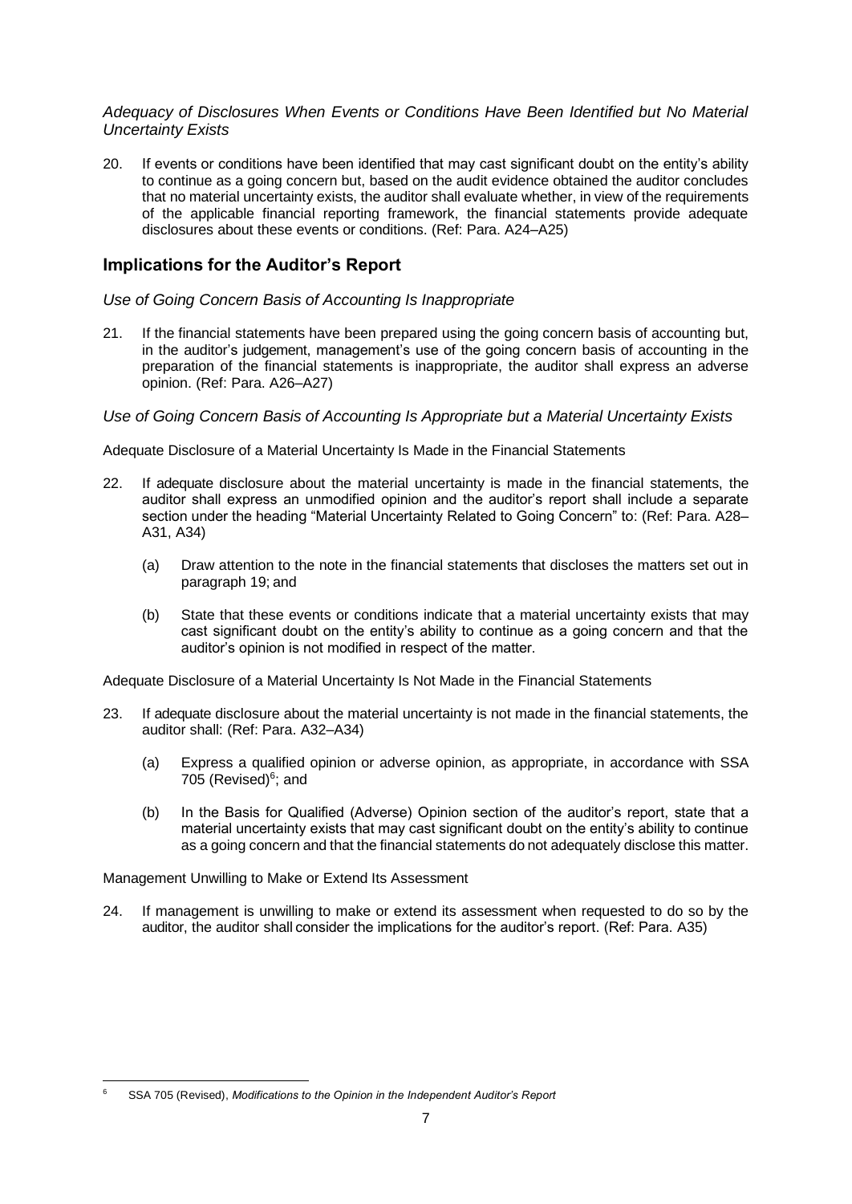*Adequacy of Disclosures When Events or Conditions Have Been Identified but No Material Uncertainty Exists*

20. If events or conditions have been identified that may cast significant doubt on the entity's ability to continue as a going concern but, based on the audit evidence obtained the auditor concludes that no material uncertainty exists, the auditor shall evaluate whether, in view of the requirements of the applicable financial reporting framework, the financial statements provide adequate disclosures about these events or conditions. (Ref: Para. A24–A25)

## Implications for the Auditor's Report

*Use of Going Concern Basis of Accounting Is Inappropriate*

21. If the financial statements have been prepared using the going concern basis of accounting but, in the auditor's judgement, management's use of the going concern basis of accounting in the preparation of the financial statements is inappropriate, the auditor shall express an adverse opinion. (Ref: Para. A26–A27)

*Use of Going Concern Basis of Accounting Is Appropriate but a Material Uncertainty Exists*

Adequate Disclosure of a Material Uncertainty Is Made in the Financial Statements

22. If adequate disclosure about the material uncertainty is made in the financial statements, the auditor shall express an unmodified opinion and the auditor's report shall include a separate section under the heading "Material Uncertainty Related to Going Concern" to: (Ref: Para. A28–A31, A34)

    (a) Draw attention to the note in the financial statements that discloses the matters set out in paragraph 19; and

    (b) State that these events or conditions indicate that a material uncertainty exists that may cast significant doubt on the entity's ability to continue as a going concern and that the auditor's opinion is not modified in respect of the matter.

Adequate Disclosure of a Material Uncertainty Is Not Made in the Financial Statements

23. If adequate disclosure about the material uncertainty is not made in the financial statements, the auditor shall: (Ref: Para. A32–A34)

    (a) Express a qualified opinion or adverse opinion, as appropriate, in accordance with SSA 705 (Revised)[6]; and

    (b) In the Basis for Qualified (Adverse) Opinion section of the auditor's report, state that a material uncertainty exists that may cast significant doubt on the entity's ability to continue as a going concern and that the financial statements do not adequately disclose this matter.

Management Unwilling to Make or Extend Its Assessment

24. If management is unwilling to make or extend its assessment when requested to do so by the auditor, the auditor shall consider the implications for the auditor's report. (Ref: Para. A35)

[6] SSA 705 (Revised), *Modifications to the Opinion in the Independent Auditor's Report*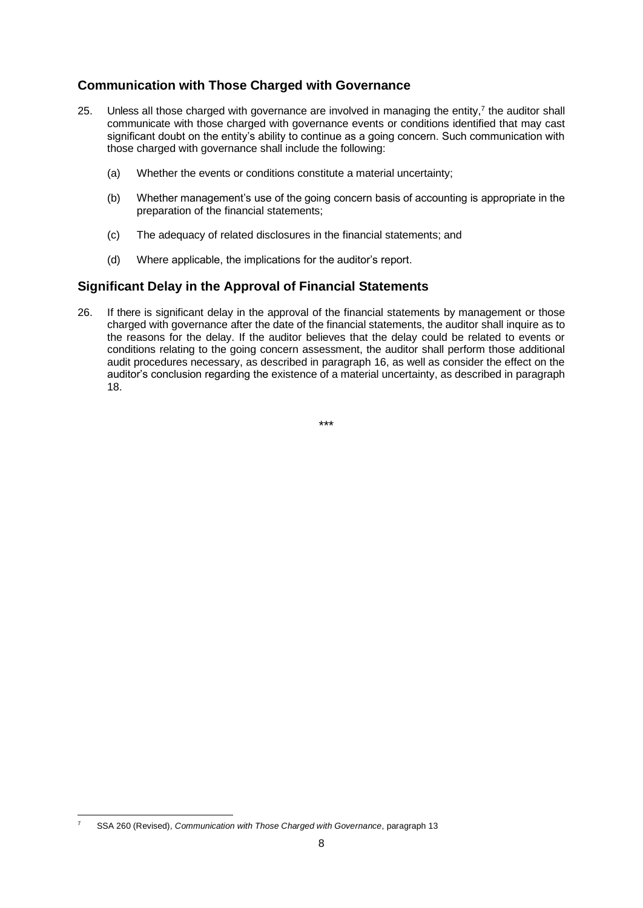## Communication with Those Charged with Governance

25. Unless all those charged with governance are involved in managing the entity,[7] the auditor shall communicate with those charged with governance events or conditions identified that may cast significant doubt on the entity's ability to continue as a going concern. Such communication with those charged with governance shall include the following:

    (a) Whether the events or conditions constitute a material uncertainty;

    (b) Whether management's use of the going concern basis of accounting is appropriate in the preparation of the financial statements;

    (c) The adequacy of related disclosures in the financial statements; and

    (d) Where applicable, the implications for the auditor's report.

## Significant Delay in the Approval of Financial Statements

26. If there is significant delay in the approval of the financial statements by management or those charged with governance after the date of the financial statements, the auditor shall inquire as to the reasons for the delay. If the auditor believes that the delay could be related to events or conditions relating to the going concern assessment, the auditor shall perform those additional audit procedures necessary, as described in paragraph 16, as well as consider the effect on the auditor's conclusion regarding the existence of a material uncertainty, as described in paragraph 18.

\*\*\*

---

[7] SSA 260 (Revised), *Communication with Those Charged with Governance*, paragraph 13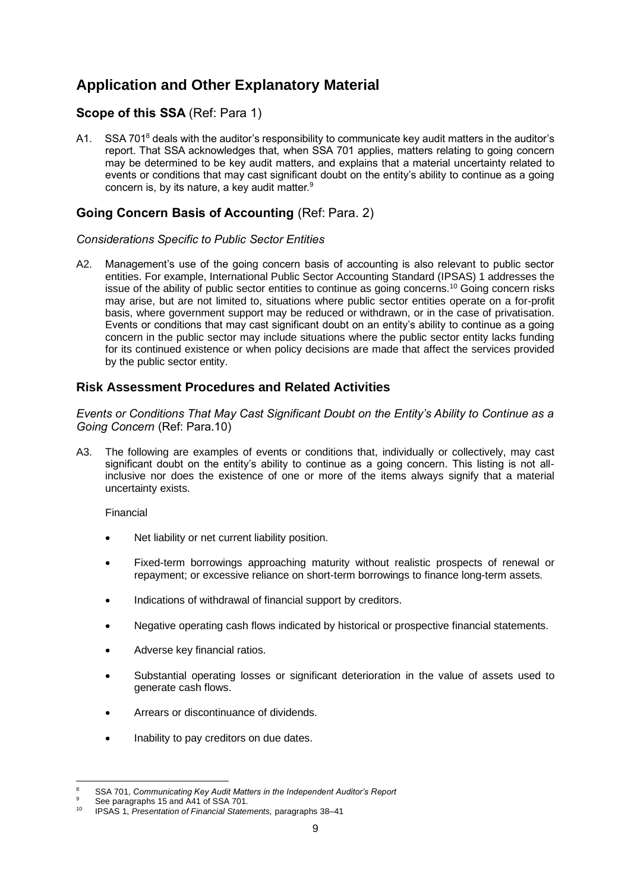## Application and Other Explanatory Material

### Scope of this SSA (Ref: Para 1)

A1. SSA 701[8] deals with the auditor's responsibility to communicate key audit matters in the auditor's report. That SSA acknowledges that, when SSA 701 applies, matters relating to going concern may be determined to be key audit matters, and explains that a material uncertainty related to events or conditions that may cast significant doubt on the entity's ability to continue as a going concern is, by its nature, a key audit matter.[9]

### Going Concern Basis of Accounting (Ref: Para. 2)

*Considerations Specific to Public Sector Entities*

A2. Management's use of the going concern basis of accounting is also relevant to public sector entities. For example, International Public Sector Accounting Standard (IPSAS) 1 addresses the issue of the ability of public sector entities to continue as going concerns.[10] Going concern risks may arise, but are not limited to, situations where public sector entities operate on a for-profit basis, where government support may be reduced or withdrawn, or in the case of privatisation. Events or conditions that may cast significant doubt on an entity's ability to continue as a going concern in the public sector may include situations where the public sector entity lacks funding for its continued existence or when policy decisions are made that affect the services provided by the public sector entity.

### Risk Assessment Procedures and Related Activities

*Events or Conditions That May Cast Significant Doubt on the Entity's Ability to Continue as a Going Concern* (Ref: Para.10)

A3. The following are examples of events or conditions that, individually or collectively, may cast significant doubt on the entity's ability to continue as a going concern. This listing is not all-inclusive nor does the existence of one or more of the items always signify that a material uncertainty exists.

Financial

- Net liability or net current liability position.
- Fixed-term borrowings approaching maturity without realistic prospects of renewal or repayment; or excessive reliance on short-term borrowings to finance long-term assets.
- Indications of withdrawal of financial support by creditors.
- Negative operating cash flows indicated by historical or prospective financial statements.
- Adverse key financial ratios.
- Substantial operating losses or significant deterioration in the value of assets used to generate cash flows.
- Arrears or discontinuance of dividends.
- Inability to pay creditors on due dates.

---

[8] SSA 701, *Communicating Key Audit Matters in the Independent Auditor's Report*

[9] See paragraphs 15 and A41 of SSA 701.

[10] IPSAS 1, *Presentation of Financial Statements,* paragraphs 38–41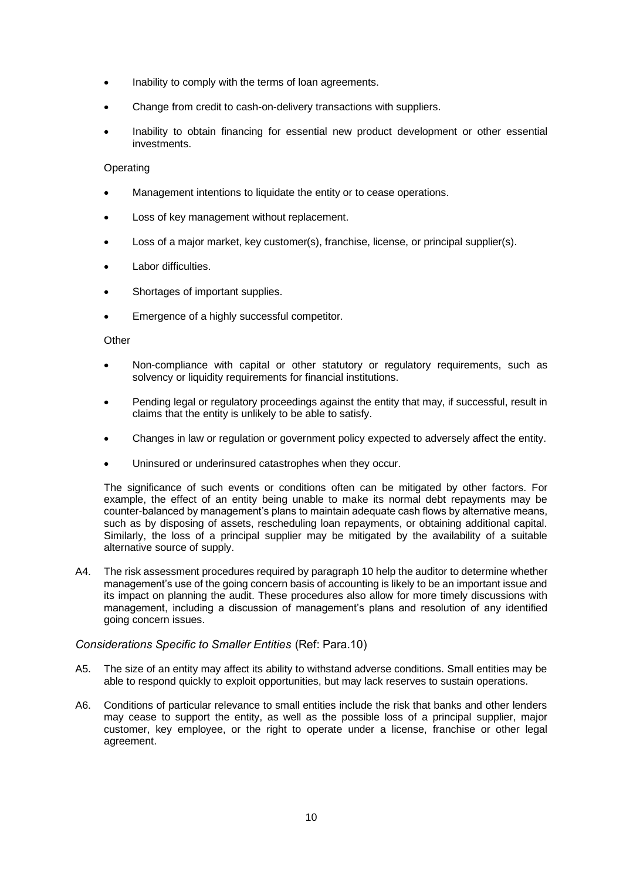- Inability to comply with the terms of loan agreements.
- Change from credit to cash-on-delivery transactions with suppliers.
- Inability to obtain financing for essential new product development or other essential investments.

Operating

- Management intentions to liquidate the entity or to cease operations.
- Loss of key management without replacement.
- Loss of a major market, key customer(s), franchise, license, or principal supplier(s).
- Labor difficulties.
- Shortages of important supplies.
- Emergence of a highly successful competitor.

Other

- Non-compliance with capital or other statutory or regulatory requirements, such as solvency or liquidity requirements for financial institutions.
- Pending legal or regulatory proceedings against the entity that may, if successful, result in claims that the entity is unlikely to be able to satisfy.
- Changes in law or regulation or government policy expected to adversely affect the entity.
- Uninsured or underinsured catastrophes when they occur.

The significance of such events or conditions often can be mitigated by other factors. For example, the effect of an entity being unable to make its normal debt repayments may be counter-balanced by management's plans to maintain adequate cash flows by alternative means, such as by disposing of assets, rescheduling loan repayments, or obtaining additional capital. Similarly, the loss of a principal supplier may be mitigated by the availability of a suitable alternative source of supply.

A4. The risk assessment procedures required by paragraph 10 help the auditor to determine whether management's use of the going concern basis of accounting is likely to be an important issue and its impact on planning the audit. These procedures also allow for more timely discussions with management, including a discussion of management's plans and resolution of any identified going concern issues.

### *Considerations Specific to Smaller Entities* (Ref: Para.10)

A5. The size of an entity may affect its ability to withstand adverse conditions. Small entities may be able to respond quickly to exploit opportunities, but may lack reserves to sustain operations.

A6. Conditions of particular relevance to small entities include the risk that banks and other lenders may cease to support the entity, as well as the possible loss of a principal supplier, major customer, key employee, or the right to operate under a license, franchise or other legal agreement.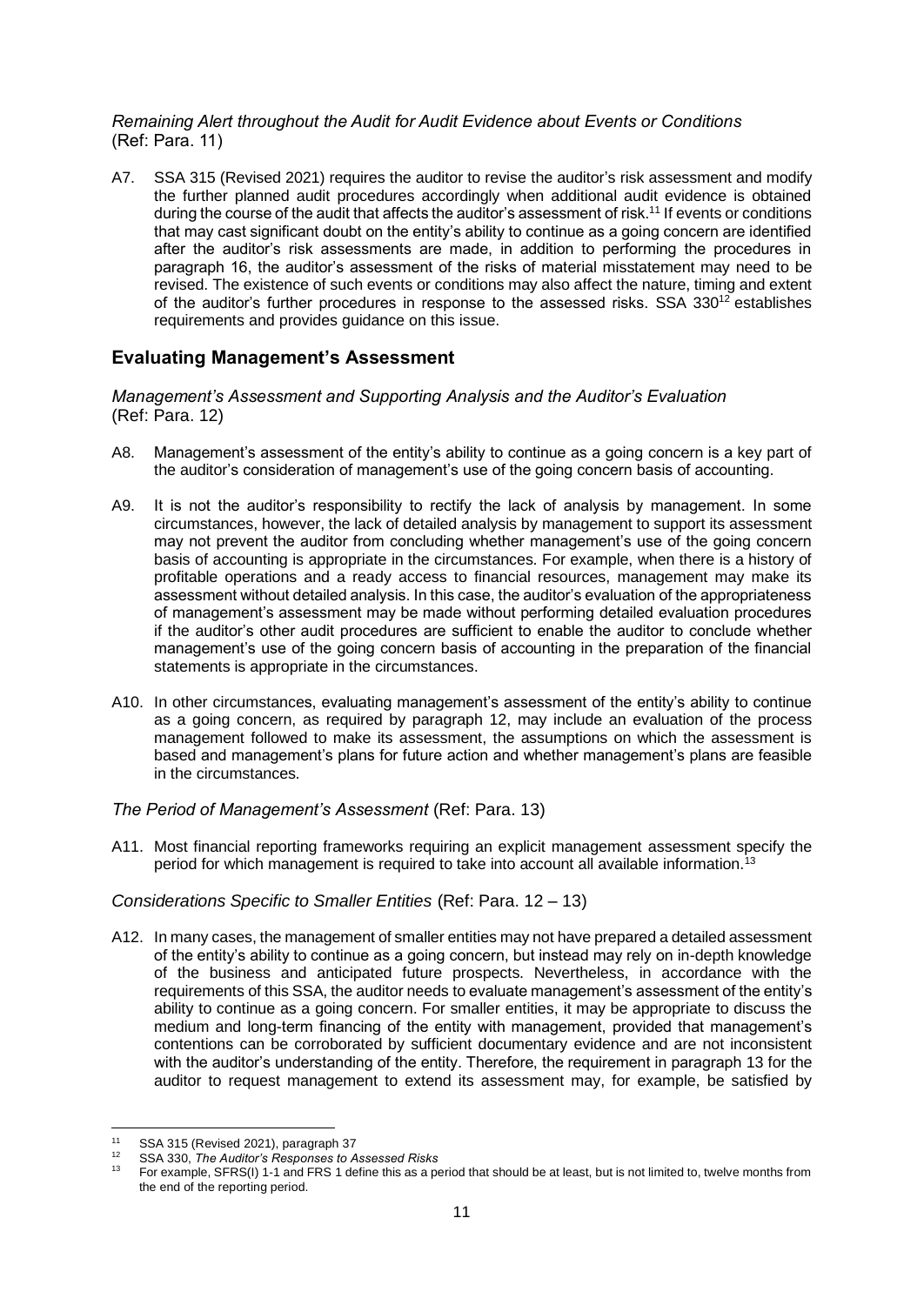*Remaining Alert throughout the Audit for Audit Evidence about Events or Conditions* (Ref: Para. 11)

A7. SSA 315 (Revised 2021) requires the auditor to revise the auditor's risk assessment and modify the further planned audit procedures accordingly when additional audit evidence is obtained during the course of the audit that affects the auditor's assessment of risk.[11] If events or conditions that may cast significant doubt on the entity's ability to continue as a going concern are identified after the auditor's risk assessments are made, in addition to performing the procedures in paragraph 16, the auditor's assessment of the risks of material misstatement may need to be revised. The existence of such events or conditions may also affect the nature, timing and extent of the auditor's further procedures in response to the assessed risks. SSA 330[12] establishes requirements and provides guidance on this issue.

## Evaluating Management's Assessment

*Management's Assessment and Supporting Analysis and the Auditor's Evaluation* (Ref: Para. 12)

A8. Management's assessment of the entity's ability to continue as a going concern is a key part of the auditor's consideration of management's use of the going concern basis of accounting.

A9. It is not the auditor's responsibility to rectify the lack of analysis by management. In some circumstances, however, the lack of detailed analysis by management to support its assessment may not prevent the auditor from concluding whether management's use of the going concern basis of accounting is appropriate in the circumstances. For example, when there is a history of profitable operations and a ready access to financial resources, management may make its assessment without detailed analysis. In this case, the auditor's evaluation of the appropriateness of management's assessment may be made without performing detailed evaluation procedures if the auditor's other audit procedures are sufficient to enable the auditor to conclude whether management's use of the going concern basis of accounting in the preparation of the financial statements is appropriate in the circumstances.

A10. In other circumstances, evaluating management's assessment of the entity's ability to continue as a going concern, as required by paragraph 12, may include an evaluation of the process management followed to make its assessment, the assumptions on which the assessment is based and management's plans for future action and whether management's plans are feasible in the circumstances.

*The Period of Management's Assessment* (Ref: Para. 13)

A11. Most financial reporting frameworks requiring an explicit management assessment specify the period for which management is required to take into account all available information.[13]

*Considerations Specific to Smaller Entities* (Ref: Para. 12 – 13)

A12. In many cases, the management of smaller entities may not have prepared a detailed assessment of the entity's ability to continue as a going concern, but instead may rely on in-depth knowledge of the business and anticipated future prospects. Nevertheless, in accordance with the requirements of this SSA, the auditor needs to evaluate management's assessment of the entity's ability to continue as a going concern. For smaller entities, it may be appropriate to discuss the medium and long-term financing of the entity with management, provided that management's contentions can be corroborated by sufficient documentary evidence and are not inconsistent with the auditor's understanding of the entity. Therefore, the requirement in paragraph 13 for the auditor to request management to extend its assessment may, for example, be satisfied by

---

[11] SSA 315 (Revised 2021), paragraph 37

[12] SSA 330, *The Auditor's Responses to Assessed Risks*

[13] For example, SFRS(I) 1-1 and FRS 1 define this as a period that should be at least, but is not limited to, twelve months from the end of the reporting period.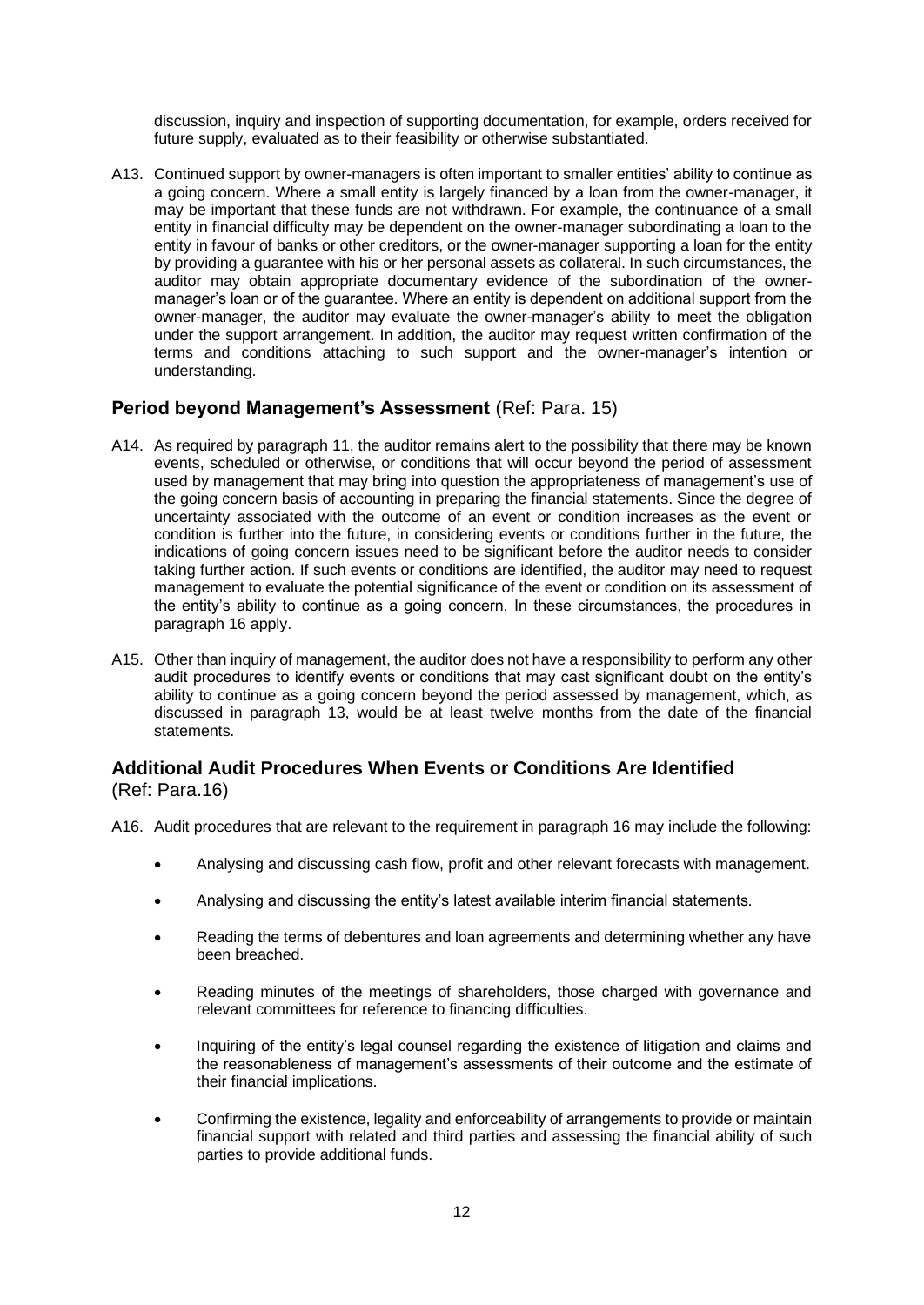discussion, inquiry and inspection of supporting documentation, for example, orders received for future supply, evaluated as to their feasibility or otherwise substantiated.

A13. Continued support by owner-managers is often important to smaller entities' ability to continue as a going concern. Where a small entity is largely financed by a loan from the owner-manager, it may be important that these funds are not withdrawn. For example, the continuance of a small entity in financial difficulty may be dependent on the owner-manager subordinating a loan to the entity in favour of banks or other creditors, or the owner-manager supporting a loan for the entity by providing a guarantee with his or her personal assets as collateral. In such circumstances, the auditor may obtain appropriate documentary evidence of the subordination of the owner-manager's loan or of the guarantee. Where an entity is dependent on additional support from the owner-manager, the auditor may evaluate the owner-manager's ability to meet the obligation under the support arrangement. In addition, the auditor may request written confirmation of the terms and conditions attaching to such support and the owner-manager's intention or understanding.

## **Period beyond Management's Assessment** (Ref: Para. 15)

A14. As required by paragraph 11, the auditor remains alert to the possibility that there may be known events, scheduled or otherwise, or conditions that will occur beyond the period of assessment used by management that may bring into question the appropriateness of management's use of the going concern basis of accounting in preparing the financial statements. Since the degree of uncertainty associated with the outcome of an event or condition increases as the event or condition is further into the future, in considering events or conditions further in the future, the indications of going concern issues need to be significant before the auditor needs to consider taking further action. If such events or conditions are identified, the auditor may need to request management to evaluate the potential significance of the event or condition on its assessment of the entity's ability to continue as a going concern. In these circumstances, the procedures in paragraph 16 apply.

A15. Other than inquiry of management, the auditor does not have a responsibility to perform any other audit procedures to identify events or conditions that may cast significant doubt on the entity's ability to continue as a going concern beyond the period assessed by management, which, as discussed in paragraph 13, would be at least twelve months from the date of the financial statements.

## **Additional Audit Procedures When Events or Conditions Are Identified** (Ref: Para.16)

A16. Audit procedures that are relevant to the requirement in paragraph 16 may include the following:

- Analysing and discussing cash flow, profit and other relevant forecasts with management.
- Analysing and discussing the entity's latest available interim financial statements.
- Reading the terms of debentures and loan agreements and determining whether any have been breached.
- Reading minutes of the meetings of shareholders, those charged with governance and relevant committees for reference to financing difficulties.
- Inquiring of the entity's legal counsel regarding the existence of litigation and claims and the reasonableness of management's assessments of their outcome and the estimate of their financial implications.
- Confirming the existence, legality and enforceability of arrangements to provide or maintain financial support with related and third parties and assessing the financial ability of such parties to provide additional funds.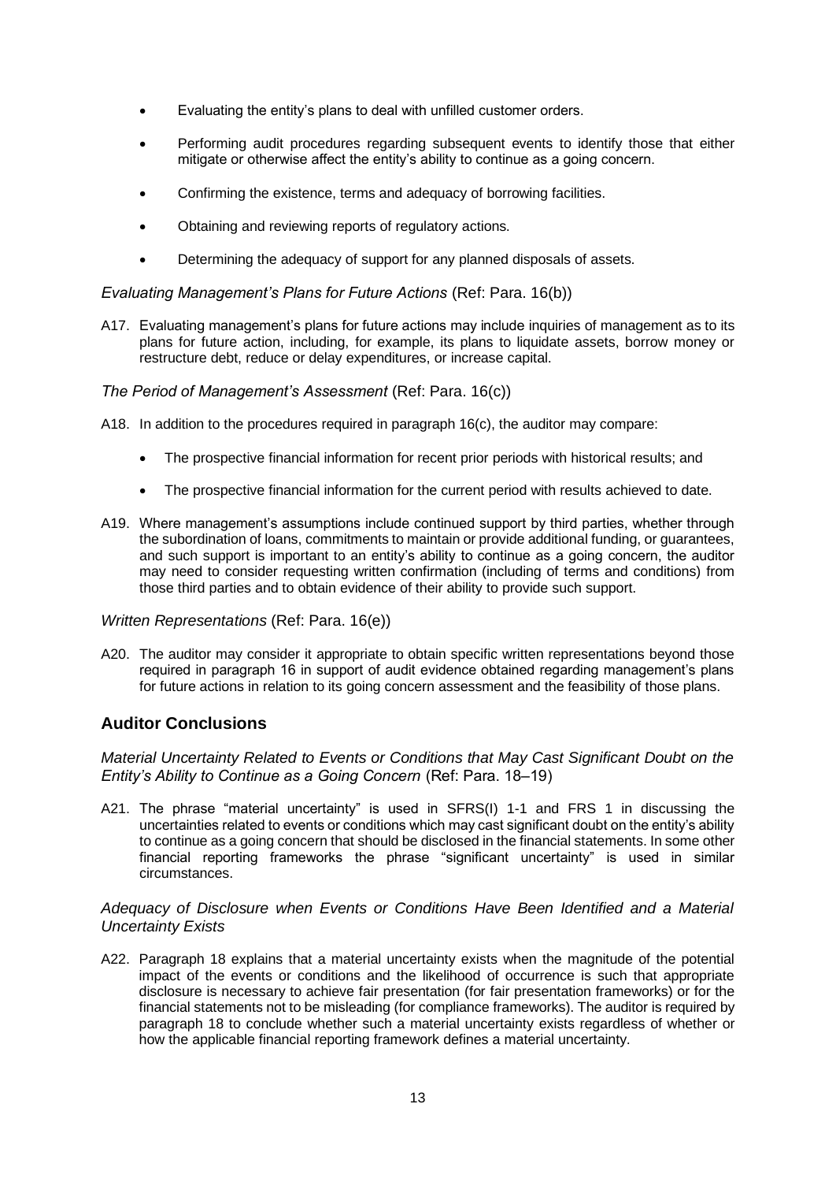- Evaluating the entity's plans to deal with unfilled customer orders.
- Performing audit procedures regarding subsequent events to identify those that either mitigate or otherwise affect the entity's ability to continue as a going concern.
- Confirming the existence, terms and adequacy of borrowing facilities.
- Obtaining and reviewing reports of regulatory actions.
- Determining the adequacy of support for any planned disposals of assets.

*Evaluating Management's Plans for Future Actions* (Ref: Para. 16(b))

A17. Evaluating management's plans for future actions may include inquiries of management as to its plans for future action, including, for example, its plans to liquidate assets, borrow money or restructure debt, reduce or delay expenditures, or increase capital.

*The Period of Management's Assessment* (Ref: Para. 16(c))

A18. In addition to the procedures required in paragraph 16(c), the auditor may compare:

- The prospective financial information for recent prior periods with historical results; and
- The prospective financial information for the current period with results achieved to date.

A19. Where management's assumptions include continued support by third parties, whether through the subordination of loans, commitments to maintain or provide additional funding, or guarantees, and such support is important to an entity's ability to continue as a going concern, the auditor may need to consider requesting written confirmation (including of terms and conditions) from those third parties and to obtain evidence of their ability to provide such support.

*Written Representations* (Ref: Para. 16(e))

A20. The auditor may consider it appropriate to obtain specific written representations beyond those required in paragraph 16 in support of audit evidence obtained regarding management's plans for future actions in relation to its going concern assessment and the feasibility of those plans.

## Auditor Conclusions

*Material Uncertainty Related to Events or Conditions that May Cast Significant Doubt on the Entity's Ability to Continue as a Going Concern* (Ref: Para. 18–19)

A21. The phrase "material uncertainty" is used in SFRS(I) 1-1 and FRS 1 in discussing the uncertainties related to events or conditions which may cast significant doubt on the entity's ability to continue as a going concern that should be disclosed in the financial statements. In some other financial reporting frameworks the phrase "significant uncertainty" is used in similar circumstances.

*Adequacy of Disclosure when Events or Conditions Have Been Identified and a Material Uncertainty Exists*

A22. Paragraph 18 explains that a material uncertainty exists when the magnitude of the potential impact of the events or conditions and the likelihood of occurrence is such that appropriate disclosure is necessary to achieve fair presentation (for fair presentation frameworks) or for the financial statements not to be misleading (for compliance frameworks). The auditor is required by paragraph 18 to conclude whether such a material uncertainty exists regardless of whether or how the applicable financial reporting framework defines a material uncertainty.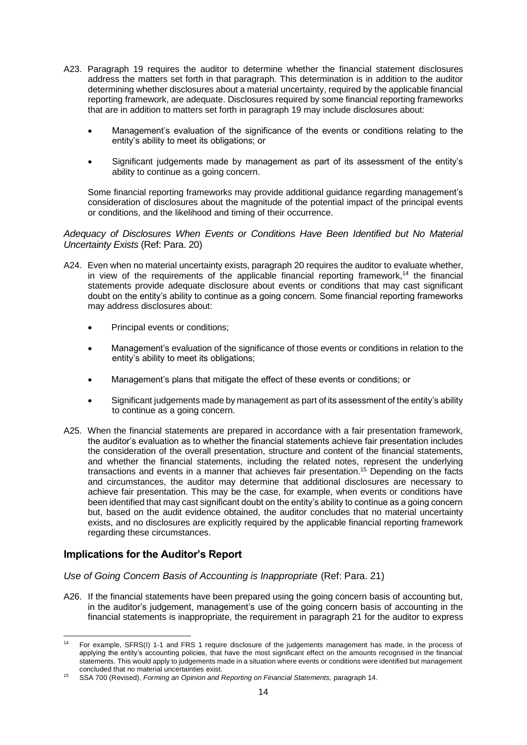A23. Paragraph 19 requires the auditor to determine whether the financial statement disclosures address the matters set forth in that paragraph. This determination is in addition to the auditor determining whether disclosures about a material uncertainty, required by the applicable financial reporting framework, are adequate. Disclosures required by some financial reporting frameworks that are in addition to matters set forth in paragraph 19 may include disclosures about:

- Management's evaluation of the significance of the events or conditions relating to the entity's ability to meet its obligations; or
- Significant judgements made by management as part of its assessment of the entity's ability to continue as a going concern.

Some financial reporting frameworks may provide additional guidance regarding management's consideration of disclosures about the magnitude of the potential impact of the principal events or conditions, and the likelihood and timing of their occurrence.

*Adequacy of Disclosures When Events or Conditions Have Been Identified but No Material Uncertainty Exists* (Ref: Para. 20)

A24. Even when no material uncertainty exists, paragraph 20 requires the auditor to evaluate whether, in view of the requirements of the applicable financial reporting framework,[14] the financial statements provide adequate disclosure about events or conditions that may cast significant doubt on the entity's ability to continue as a going concern. Some financial reporting frameworks may address disclosures about:

- Principal events or conditions;
- Management's evaluation of the significance of those events or conditions in relation to the entity's ability to meet its obligations;
- Management's plans that mitigate the effect of these events or conditions; or
- Significant judgements made by management as part of its assessment of the entity's ability to continue as a going concern.

A25. When the financial statements are prepared in accordance with a fair presentation framework, the auditor's evaluation as to whether the financial statements achieve fair presentation includes the consideration of the overall presentation, structure and content of the financial statements, and whether the financial statements, including the related notes, represent the underlying transactions and events in a manner that achieves fair presentation.[15] Depending on the facts and circumstances, the auditor may determine that additional disclosures are necessary to achieve fair presentation. This may be the case, for example, when events or conditions have been identified that may cast significant doubt on the entity's ability to continue as a going concern but, based on the audit evidence obtained, the auditor concludes that no material uncertainty exists, and no disclosures are explicitly required by the applicable financial reporting framework regarding these circumstances.

## Implications for the Auditor's Report

*Use of Going Concern Basis of Accounting is Inappropriate* (Ref: Para. 21)

A26. If the financial statements have been prepared using the going concern basis of accounting but, in the auditor's judgement, management's use of the going concern basis of accounting in the financial statements is inappropriate, the requirement in paragraph 21 for the auditor to express

---

[14] For example, SFRS(I) 1-1 and FRS 1 require disclosure of the judgements management has made, in the process of applying the entity's accounting policies, that have the most significant effect on the amounts recognised in the financial statements. This would apply to judgements made in a situation where events or conditions were identified but management concluded that no material uncertainties exist.

[15] SSA 700 (Revised), *Forming an Opinion and Reporting on Financial Statements,* paragraph 14.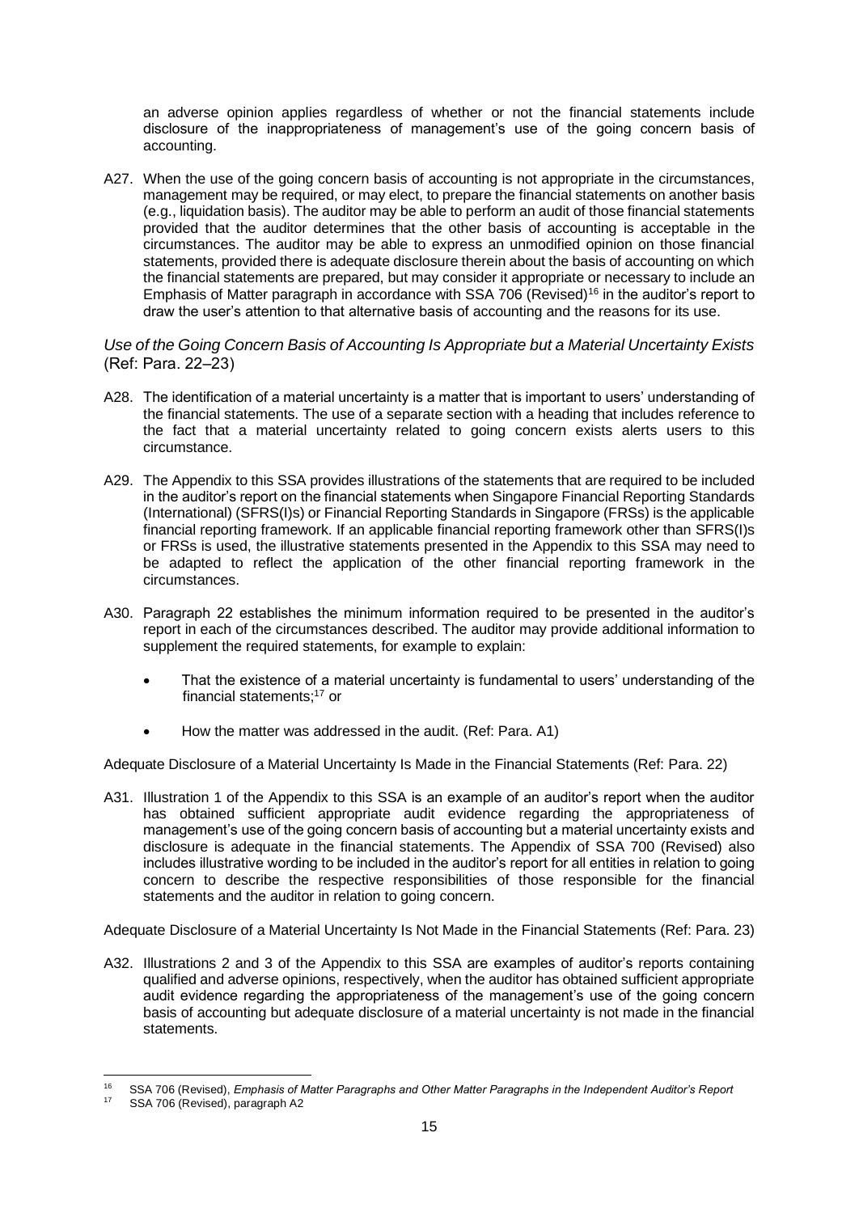an adverse opinion applies regardless of whether or not the financial statements include disclosure of the inappropriateness of management's use of the going concern basis of accounting.

A27. When the use of the going concern basis of accounting is not appropriate in the circumstances, management may be required, or may elect, to prepare the financial statements on another basis (e.g., liquidation basis). The auditor may be able to perform an audit of those financial statements provided that the auditor determines that the other basis of accounting is acceptable in the circumstances. The auditor may be able to express an unmodified opinion on those financial statements, provided there is adequate disclosure therein about the basis of accounting on which the financial statements are prepared, but may consider it appropriate or necessary to include an Emphasis of Matter paragraph in accordance with SSA 706 (Revised)[16] in the auditor's report to draw the user's attention to that alternative basis of accounting and the reasons for its use.

*Use of the Going Concern Basis of Accounting Is Appropriate but a Material Uncertainty Exists* (Ref: Para. 22–23)

A28. The identification of a material uncertainty is a matter that is important to users' understanding of the financial statements. The use of a separate section with a heading that includes reference to the fact that a material uncertainty related to going concern exists alerts users to this circumstance.

A29. The Appendix to this SSA provides illustrations of the statements that are required to be included in the auditor's report on the financial statements when Singapore Financial Reporting Standards (International) (SFRS(I)s) or Financial Reporting Standards in Singapore (FRSs) is the applicable financial reporting framework. If an applicable financial reporting framework other than SFRS(I)s or FRSs is used, the illustrative statements presented in the Appendix to this SSA may need to be adapted to reflect the application of the other financial reporting framework in the circumstances.

A30. Paragraph 22 establishes the minimum information required to be presented in the auditor's report in each of the circumstances described. The auditor may provide additional information to supplement the required statements, for example to explain:

- That the existence of a material uncertainty is fundamental to users' understanding of the financial statements;[17] or
- How the matter was addressed in the audit. (Ref: Para. A1)

Adequate Disclosure of a Material Uncertainty Is Made in the Financial Statements (Ref: Para. 22)

A31. Illustration 1 of the Appendix to this SSA is an example of an auditor's report when the auditor has obtained sufficient appropriate audit evidence regarding the appropriateness of management's use of the going concern basis of accounting but a material uncertainty exists and disclosure is adequate in the financial statements. The Appendix of SSA 700 (Revised) also includes illustrative wording to be included in the auditor's report for all entities in relation to going concern to describe the respective responsibilities of those responsible for the financial statements and the auditor in relation to going concern.

Adequate Disclosure of a Material Uncertainty Is Not Made in the Financial Statements (Ref: Para. 23)

A32. Illustrations 2 and 3 of the Appendix to this SSA are examples of auditor's reports containing qualified and adverse opinions, respectively, when the auditor has obtained sufficient appropriate audit evidence regarding the appropriateness of the management's use of the going concern basis of accounting but adequate disclosure of a material uncertainty is not made in the financial statements.

[16] SSA 706 (Revised), *Emphasis of Matter Paragraphs and Other Matter Paragraphs in the Independent Auditor's Report*

[17] SSA 706 (Revised), paragraph A2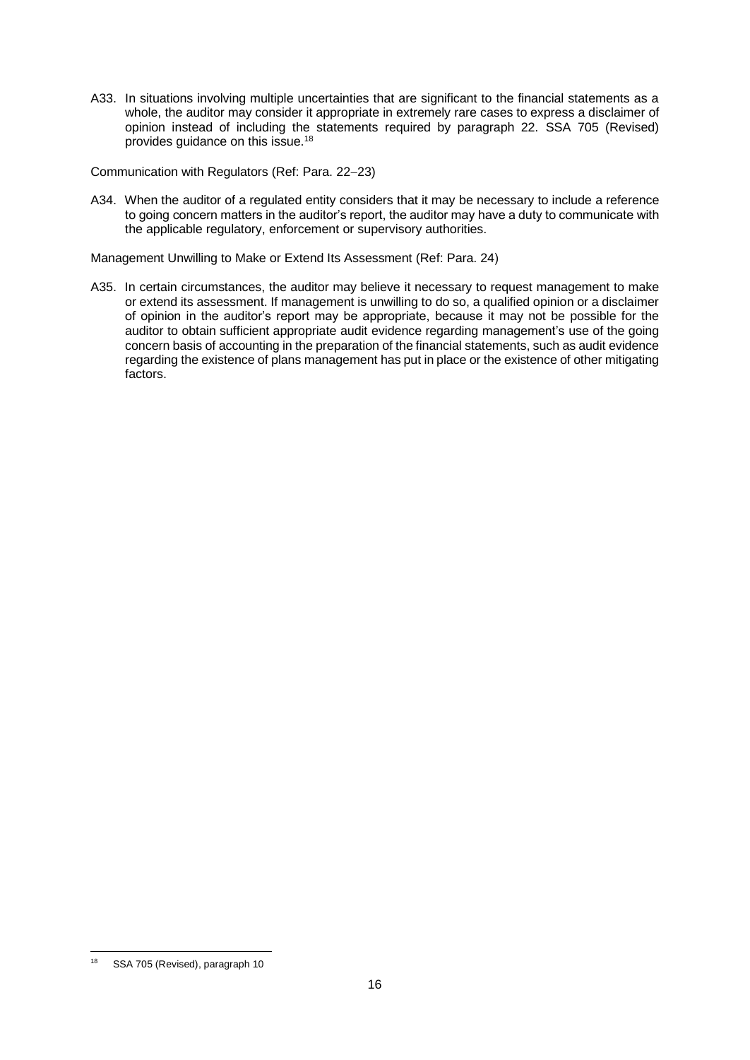A33. In situations involving multiple uncertainties that are significant to the financial statements as a whole, the auditor may consider it appropriate in extremely rare cases to express a disclaimer of opinion instead of including the statements required by paragraph 22. SSA 705 (Revised) provides guidance on this issue.[18]

Communication with Regulators (Ref: Para. 22−23)

A34. When the auditor of a regulated entity considers that it may be necessary to include a reference to going concern matters in the auditor's report, the auditor may have a duty to communicate with the applicable regulatory, enforcement or supervisory authorities.

Management Unwilling to Make or Extend Its Assessment (Ref: Para. 24)

A35. In certain circumstances, the auditor may believe it necessary to request management to make or extend its assessment. If management is unwilling to do so, a qualified opinion or a disclaimer of opinion in the auditor's report may be appropriate, because it may not be possible for the auditor to obtain sufficient appropriate audit evidence regarding management's use of the going concern basis of accounting in the preparation of the financial statements, such as audit evidence regarding the existence of plans management has put in place or the existence of other mitigating factors.

---

[18] SSA 705 (Revised), paragraph 10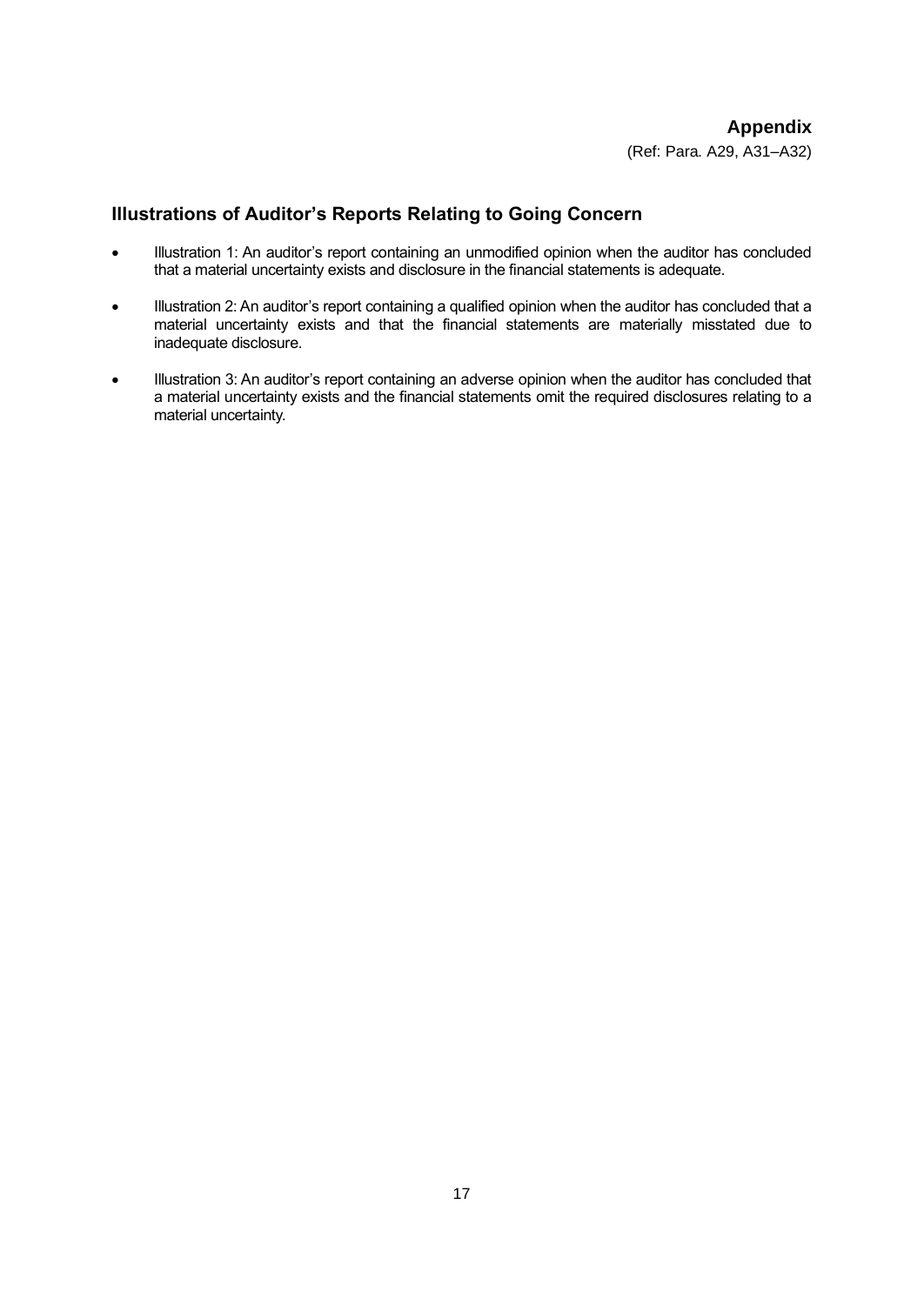# Appendix

(Ref: Para. A29, A31–A32)

## Illustrations of Auditor's Reports Relating to Going Concern

- Illustration 1: An auditor's report containing an unmodified opinion when the auditor has concluded that a material uncertainty exists and disclosure in the financial statements is adequate.
- Illustration 2: An auditor's report containing a qualified opinion when the auditor has concluded that a material uncertainty exists and that the financial statements are materially misstated due to inadequate disclosure.
- Illustration 3: An auditor's report containing an adverse opinion when the auditor has concluded that a material uncertainty exists and the financial statements omit the required disclosures relating to a material uncertainty.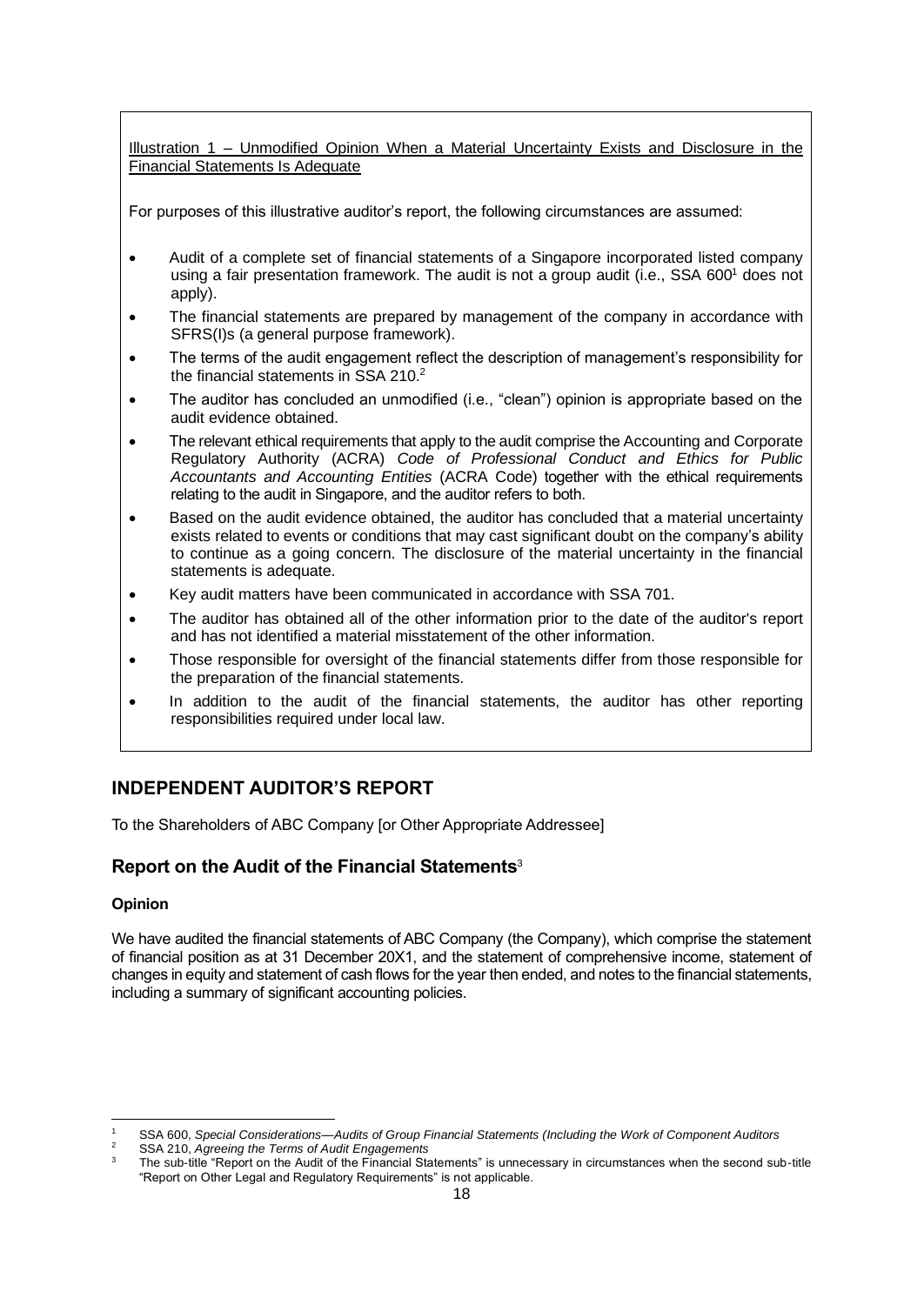Illustration 1 – Unmodified Opinion When a Material Uncertainty Exists and Disclosure in the Financial Statements Is Adequate

For purposes of this illustrative auditor's report, the following circumstances are assumed:

- Audit of a complete set of financial statements of a Singapore incorporated listed company using a fair presentation framework. The audit is not a group audit (i.e., SSA 600[1] does not apply).
- The financial statements are prepared by management of the company in accordance with SFRS(I)s (a general purpose framework).
- The terms of the audit engagement reflect the description of management's responsibility for the financial statements in SSA 210.[2]
- The auditor has concluded an unmodified (i.e., "clean") opinion is appropriate based on the audit evidence obtained.
- The relevant ethical requirements that apply to the audit comprise the Accounting and Corporate Regulatory Authority (ACRA) *Code of Professional Conduct and Ethics for Public Accountants and Accounting Entities* (ACRA Code) together with the ethical requirements relating to the audit in Singapore, and the auditor refers to both.
- Based on the audit evidence obtained, the auditor has concluded that a material uncertainty exists related to events or conditions that may cast significant doubt on the company's ability to continue as a going concern. The disclosure of the material uncertainty in the financial statements is adequate.
- Key audit matters have been communicated in accordance with SSA 701.
- The auditor has obtained all of the other information prior to the date of the auditor's report and has not identified a material misstatement of the other information.
- Those responsible for oversight of the financial statements differ from those responsible for the preparation of the financial statements.
- In addition to the audit of the financial statements, the auditor has other reporting responsibilities required under local law.

## INDEPENDENT AUDITOR'S REPORT

To the Shareholders of ABC Company [or Other Appropriate Addressee]

### Report on the Audit of the Financial Statements[3]

**Opinion**

We have audited the financial statements of ABC Company (the Company), which comprise the statement of financial position as at 31 December 20X1, and the statement of comprehensive income, statement of changes in equity and statement of cash flows for the year then ended, and notes to the financial statements, including a summary of significant accounting policies.

---

[1] SSA 600, *Special Considerations—Audits of Group Financial Statements (Including the Work of Component Auditors*

[2] SSA 210, *Agreeing the Terms of Audit Engagements*

[3] The sub-title "Report on the Audit of the Financial Statements" is unnecessary in circumstances when the second sub-title "Report on Other Legal and Regulatory Requirements" is not applicable.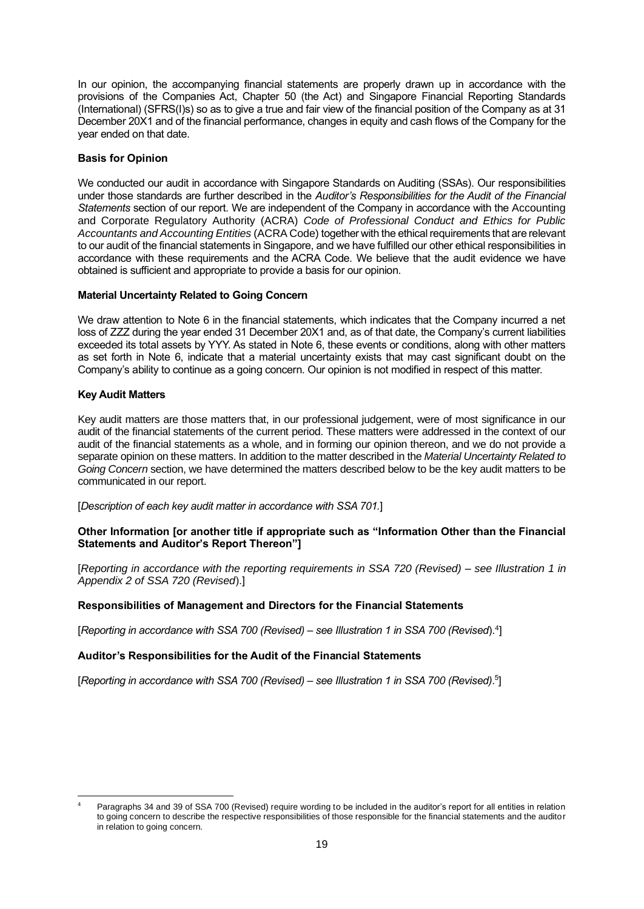In our opinion, the accompanying financial statements are properly drawn up in accordance with the provisions of the Companies Act, Chapter 50 (the Act) and Singapore Financial Reporting Standards (International) (SFRS(I)s) so as to give a true and fair view of the financial position of the Company as at 31 December 20X1 and of the financial performance, changes in equity and cash flows of the Company for the year ended on that date.

**Basis for Opinion**

We conducted our audit in accordance with Singapore Standards on Auditing (SSAs). Our responsibilities under those standards are further described in the *Auditor's Responsibilities for the Audit of the Financial Statements* section of our report. We are independent of the Company in accordance with the Accounting and Corporate Regulatory Authority (ACRA) *Code of Professional Conduct and Ethics for Public Accountants and Accounting Entities* (ACRA Code) together with the ethical requirements that are relevant to our audit of the financial statements in Singapore, and we have fulfilled our other ethical responsibilities in accordance with these requirements and the ACRA Code. We believe that the audit evidence we have obtained is sufficient and appropriate to provide a basis for our opinion.

**Material Uncertainty Related to Going Concern**

We draw attention to Note 6 in the financial statements, which indicates that the Company incurred a net loss of ZZZ during the year ended 31 December 20X1 and, as of that date, the Company's current liabilities exceeded its total assets by YYY. As stated in Note 6, these events or conditions, along with other matters as set forth in Note 6, indicate that a material uncertainty exists that may cast significant doubt on the Company's ability to continue as a going concern. Our opinion is not modified in respect of this matter.

**Key Audit Matters**

Key audit matters are those matters that, in our professional judgement, were of most significance in our audit of the financial statements of the current period. These matters were addressed in the context of our audit of the financial statements as a whole, and in forming our opinion thereon, and we do not provide a separate opinion on these matters. In addition to the matter described in the *Material Uncertainty Related to Going Concern* section, we have determined the matters described below to be the key audit matters to be communicated in our report.

[*Description of each key audit matter in accordance with SSA 701.*]

**Other Information [or another title if appropriate such as "Information Other than the Financial Statements and Auditor's Report Thereon"]**

[*Reporting in accordance with the reporting requirements in SSA 720 (Revised) – see Illustration 1 in Appendix 2 of SSA 720 (Revised)*.]

**Responsibilities of Management and Directors for the Financial Statements**

[*Reporting in accordance with SSA 700 (Revised) – see Illustration 1 in SSA 700 (Revised)*.[4]]

**Auditor's Responsibilities for the Audit of the Financial Statements**

[*Reporting in accordance with SSA 700 (Revised) – see Illustration 1 in SSA 700 (Revised)*.[5]]

---

[4] Paragraphs 34 and 39 of SSA 700 (Revised) require wording to be included in the auditor's report for all entities in relation to going concern to describe the respective responsibilities of those responsible for the financial statements and the auditor in relation to going concern.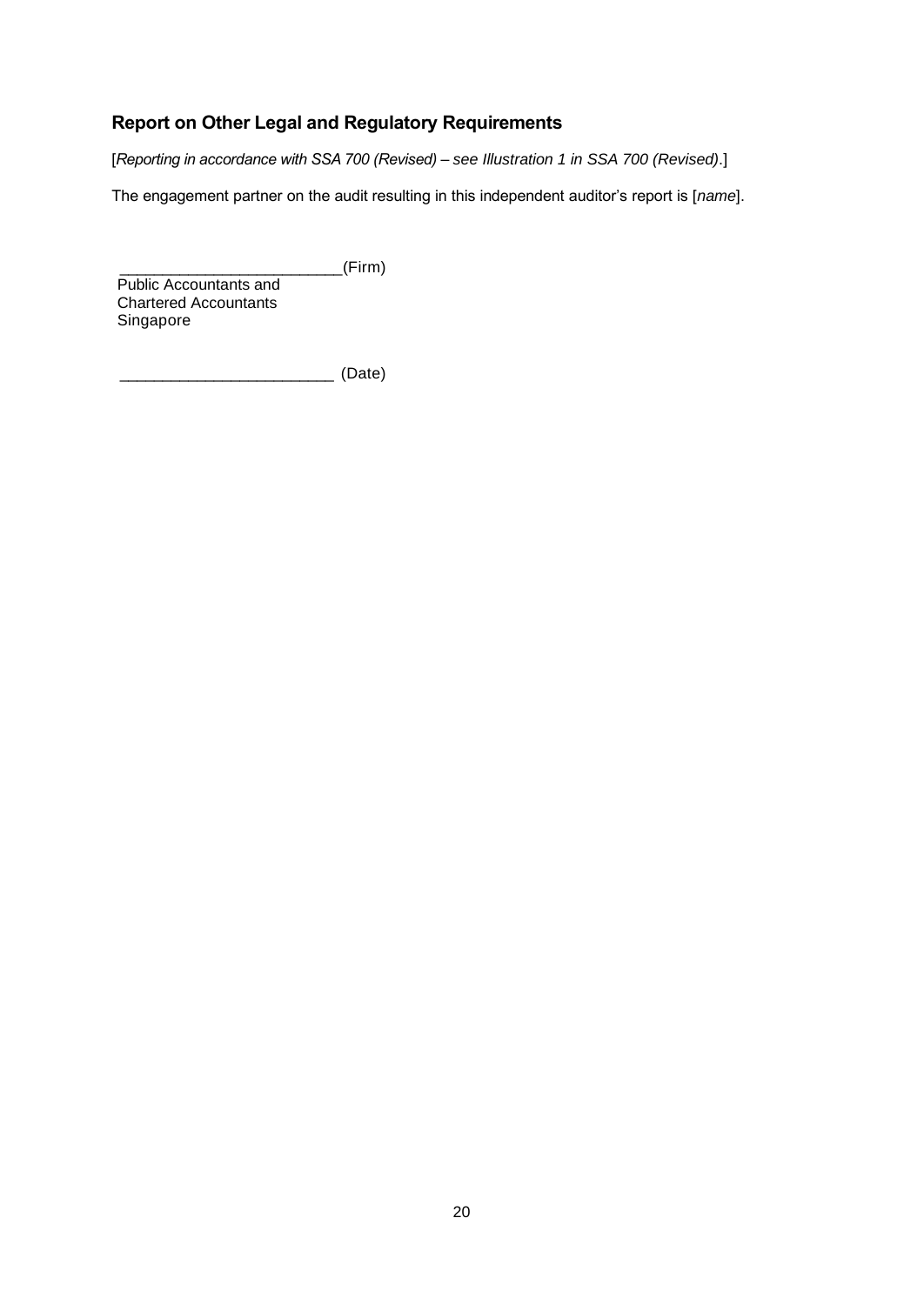## Report on Other Legal and Regulatory Requirements

[*Reporting in accordance with SSA 700 (Revised) – see Illustration 1 in SSA 700 (Revised)*.]

The engagement partner on the audit resulting in this independent auditor's report is [*name*].

_________________________(Firm)
Public Accountants and
Chartered Accountants
Singapore

________________________ (Date)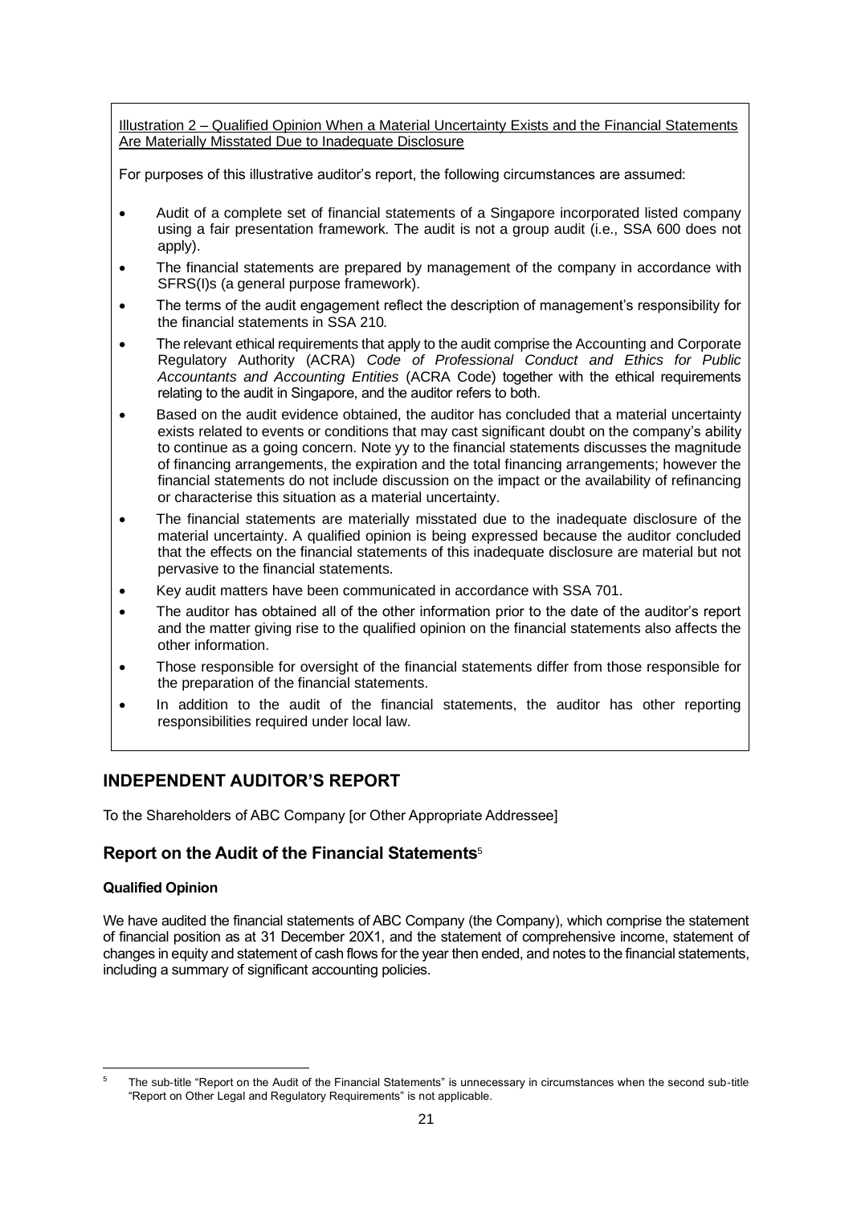Illustration 2 – Qualified Opinion When a Material Uncertainty Exists and the Financial Statements Are Materially Misstated Due to Inadequate Disclosure

For purposes of this illustrative auditor's report, the following circumstances are assumed:

- Audit of a complete set of financial statements of a Singapore incorporated listed company using a fair presentation framework. The audit is not a group audit (i.e., SSA 600 does not apply).
- The financial statements are prepared by management of the company in accordance with SFRS(I)s (a general purpose framework).
- The terms of the audit engagement reflect the description of management's responsibility for the financial statements in SSA 210.
- The relevant ethical requirements that apply to the audit comprise the Accounting and Corporate Regulatory Authority (ACRA) *Code of Professional Conduct and Ethics for Public Accountants and Accounting Entities* (ACRA Code) together with the ethical requirements relating to the audit in Singapore, and the auditor refers to both.
- Based on the audit evidence obtained, the auditor has concluded that a material uncertainty exists related to events or conditions that may cast significant doubt on the company's ability to continue as a going concern. Note yy to the financial statements discusses the magnitude of financing arrangements, the expiration and the total financing arrangements; however the financial statements do not include discussion on the impact or the availability of refinancing or characterise this situation as a material uncertainty.
- The financial statements are materially misstated due to the inadequate disclosure of the material uncertainty. A qualified opinion is being expressed because the auditor concluded that the effects on the financial statements of this inadequate disclosure are material but not pervasive to the financial statements.
- Key audit matters have been communicated in accordance with SSA 701.
- The auditor has obtained all of the other information prior to the date of the auditor's report and the matter giving rise to the qualified opinion on the financial statements also affects the other information.
- Those responsible for oversight of the financial statements differ from those responsible for the preparation of the financial statements.
- In addition to the audit of the financial statements, the auditor has other reporting responsibilities required under local law.

## INDEPENDENT AUDITOR'S REPORT

To the Shareholders of ABC Company [or Other Appropriate Addressee]

## Report on the Audit of the Financial Statements[5]

**Qualified Opinion**

We have audited the financial statements of ABC Company (the Company), which comprise the statement of financial position as at 31 December 20X1, and the statement of comprehensive income, statement of changes in equity and statement of cash flows for the year then ended, and notes to the financial statements, including a summary of significant accounting policies.

[5] The sub-title "Report on the Audit of the Financial Statements" is unnecessary in circumstances when the second sub-title "Report on Other Legal and Regulatory Requirements" is not applicable.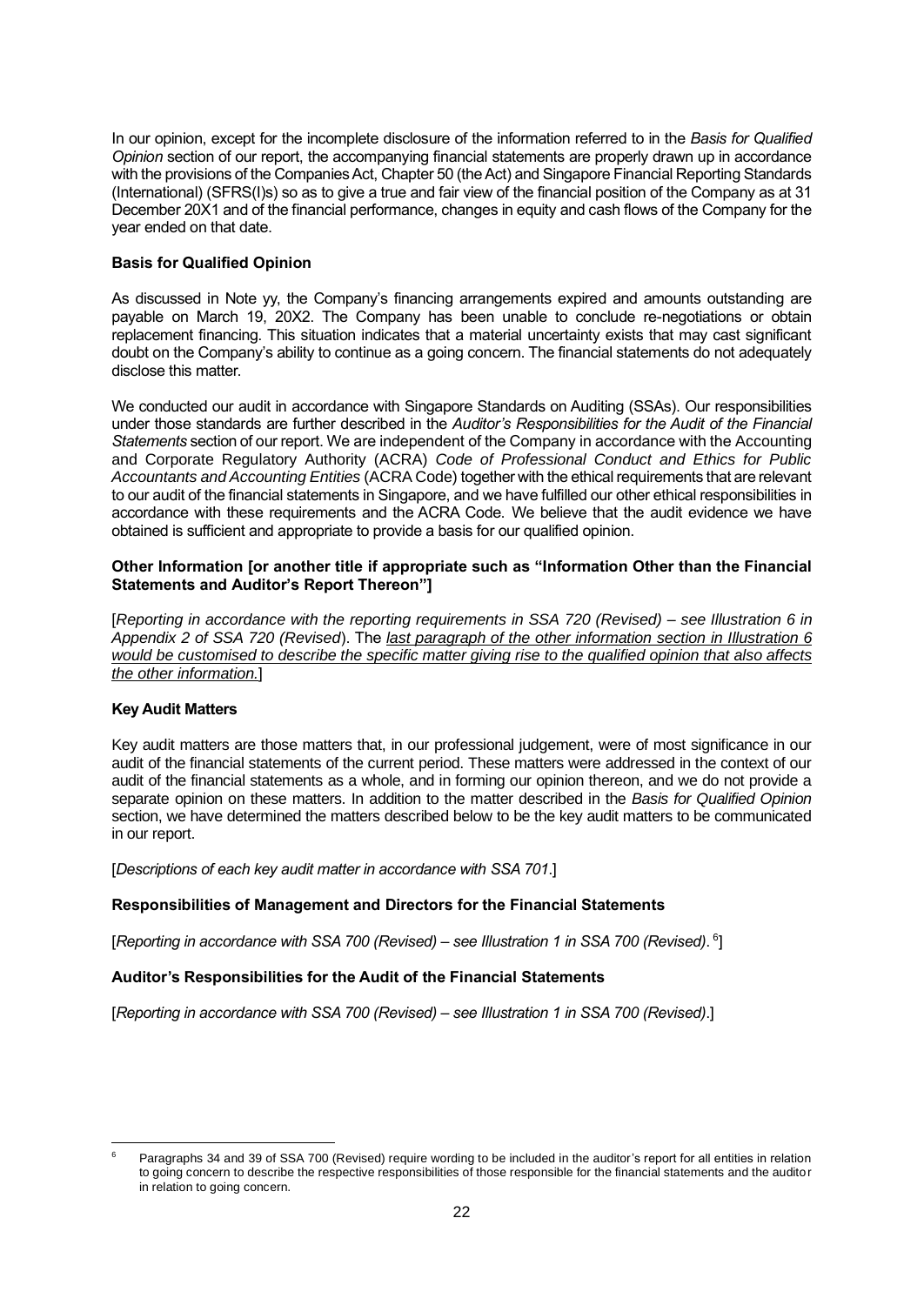In our opinion, except for the incomplete disclosure of the information referred to in the *Basis for Qualified Opinion* section of our report, the accompanying financial statements are properly drawn up in accordance with the provisions of the Companies Act, Chapter 50 (the Act) and Singapore Financial Reporting Standards (International) (SFRS(I)s) so as to give a true and fair view of the financial position of the Company as at 31 December 20X1 and of the financial performance, changes in equity and cash flows of the Company for the year ended on that date.

**Basis for Qualified Opinion**

As discussed in Note yy, the Company's financing arrangements expired and amounts outstanding are payable on March 19, 20X2. The Company has been unable to conclude re-negotiations or obtain replacement financing. This situation indicates that a material uncertainty exists that may cast significant doubt on the Company's ability to continue as a going concern. The financial statements do not adequately disclose this matter.

We conducted our audit in accordance with Singapore Standards on Auditing (SSAs). Our responsibilities under those standards are further described in the *Auditor's Responsibilities for the Audit of the Financial Statements* section of our report. We are independent of the Company in accordance with the Accounting and Corporate Regulatory Authority (ACRA) *Code of Professional Conduct and Ethics for Public Accountants and Accounting Entities* (ACRA Code) together with the ethical requirements that are relevant to our audit of the financial statements in Singapore, and we have fulfilled our other ethical responsibilities in accordance with these requirements and the ACRA Code. We believe that the audit evidence we have obtained is sufficient and appropriate to provide a basis for our qualified opinion.

**Other Information [or another title if appropriate such as "Information Other than the Financial Statements and Auditor's Report Thereon"]**

[*Reporting in accordance with the reporting requirements in SSA 720 (Revised) – see Illustration 6 in Appendix 2 of SSA 720 (Revised*). The *last paragraph of the other information section in Illustration 6 would be customised to describe the specific matter giving rise to the qualified opinion that also affects the other information.*]

**Key Audit Matters**

Key audit matters are those matters that, in our professional judgement, were of most significance in our audit of the financial statements of the current period. These matters were addressed in the context of our audit of the financial statements as a whole, and in forming our opinion thereon, and we do not provide a separate opinion on these matters. In addition to the matter described in the *Basis for Qualified Opinion* section, we have determined the matters described below to be the key audit matters to be communicated in our report.

[*Descriptions of each key audit matter in accordance with SSA 701*.]

**Responsibilities of Management and Directors for the Financial Statements**

[*Reporting in accordance with SSA 700 (Revised) – see Illustration 1 in SSA 700 (Revised)*.[6]]

**Auditor's Responsibilities for the Audit of the Financial Statements**

[*Reporting in accordance with SSA 700 (Revised) – see Illustration 1 in SSA 700 (Revised)*.]

---

[6] Paragraphs 34 and 39 of SSA 700 (Revised) require wording to be included in the auditor's report for all entities in relation to going concern to describe the respective responsibilities of those responsible for the financial statements and the auditor in relation to going concern.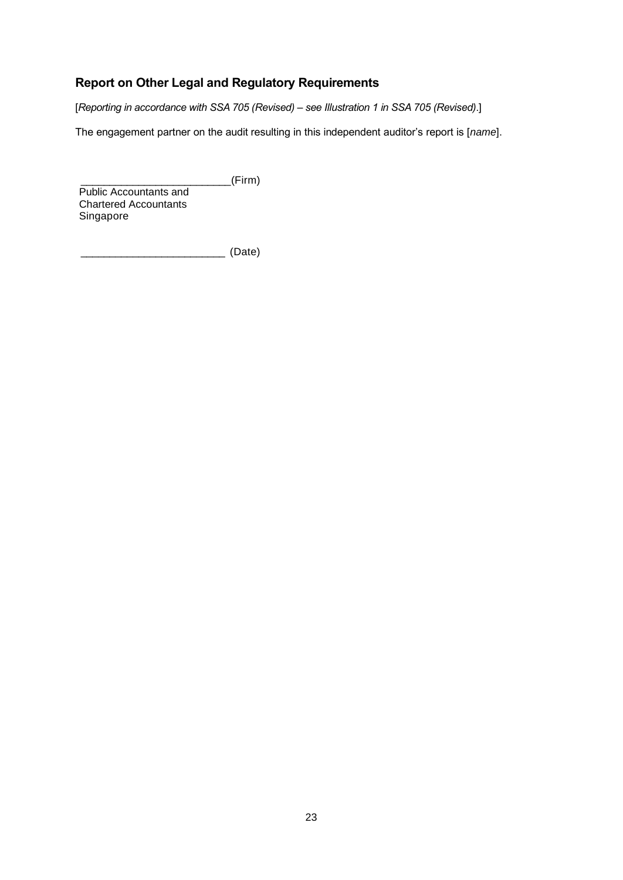## Report on Other Legal and Regulatory Requirements

[*Reporting in accordance with SSA 705 (Revised) – see Illustration 1 in SSA 705 (Revised).*]

The engagement partner on the audit resulting in this independent auditor's report is [*name*].

_________________________(Firm)
Public Accountants and
Chartered Accountants
Singapore

________________________ (Date)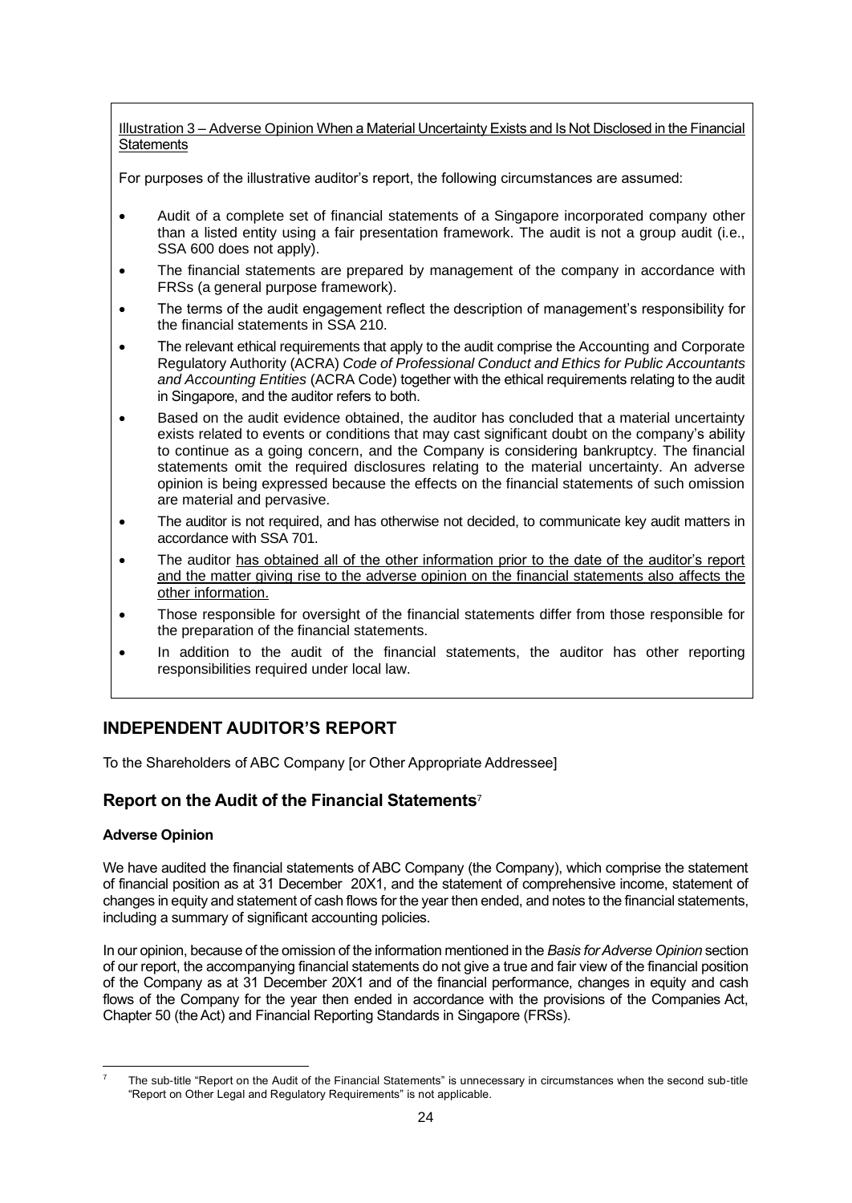Illustration 3 – Adverse Opinion When a Material Uncertainty Exists and Is Not Disclosed in the Financial Statements

For purposes of the illustrative auditor's report, the following circumstances are assumed:

- Audit of a complete set of financial statements of a Singapore incorporated company other than a listed entity using a fair presentation framework. The audit is not a group audit (i.e., SSA 600 does not apply).
- The financial statements are prepared by management of the company in accordance with FRSs (a general purpose framework).
- The terms of the audit engagement reflect the description of management's responsibility for the financial statements in SSA 210.
- The relevant ethical requirements that apply to the audit comprise the Accounting and Corporate Regulatory Authority (ACRA) *Code of Professional Conduct and Ethics for Public Accountants and Accounting Entities* (ACRA Code) together with the ethical requirements relating to the audit in Singapore, and the auditor refers to both.
- Based on the audit evidence obtained, the auditor has concluded that a material uncertainty exists related to events or conditions that may cast significant doubt on the company's ability to continue as a going concern, and the Company is considering bankruptcy. The financial statements omit the required disclosures relating to the material uncertainty. An adverse opinion is being expressed because the effects on the financial statements of such omission are material and pervasive.
- The auditor is not required, and has otherwise not decided, to communicate key audit matters in accordance with SSA 701.
- The auditor has obtained all of the other information prior to the date of the auditor's report and the matter giving rise to the adverse opinion on the financial statements also affects the other information.
- Those responsible for oversight of the financial statements differ from those responsible for the preparation of the financial statements.
- In addition to the audit of the financial statements, the auditor has other reporting responsibilities required under local law.

## INDEPENDENT AUDITOR'S REPORT

To the Shareholders of ABC Company [or Other Appropriate Addressee]

## Report on the Audit of the Financial Statements[7]

**Adverse Opinion**

We have audited the financial statements of ABC Company (the Company), which comprise the statement of financial position as at 31 December 20X1, and the statement of comprehensive income, statement of changes in equity and statement of cash flows for the year then ended, and notes to the financial statements, including a summary of significant accounting policies.

In our opinion, because of the omission of the information mentioned in the *Basis for Adverse Opinion* section of our report, the accompanying financial statements do not give a true and fair view of the financial position of the Company as at 31 December 20X1 and of the financial performance, changes in equity and cash flows of the Company for the year then ended in accordance with the provisions of the Companies Act, Chapter 50 (the Act) and Financial Reporting Standards in Singapore (FRSs).

[7] The sub-title "Report on the Audit of the Financial Statements" is unnecessary in circumstances when the second sub-title "Report on Other Legal and Regulatory Requirements" is not applicable.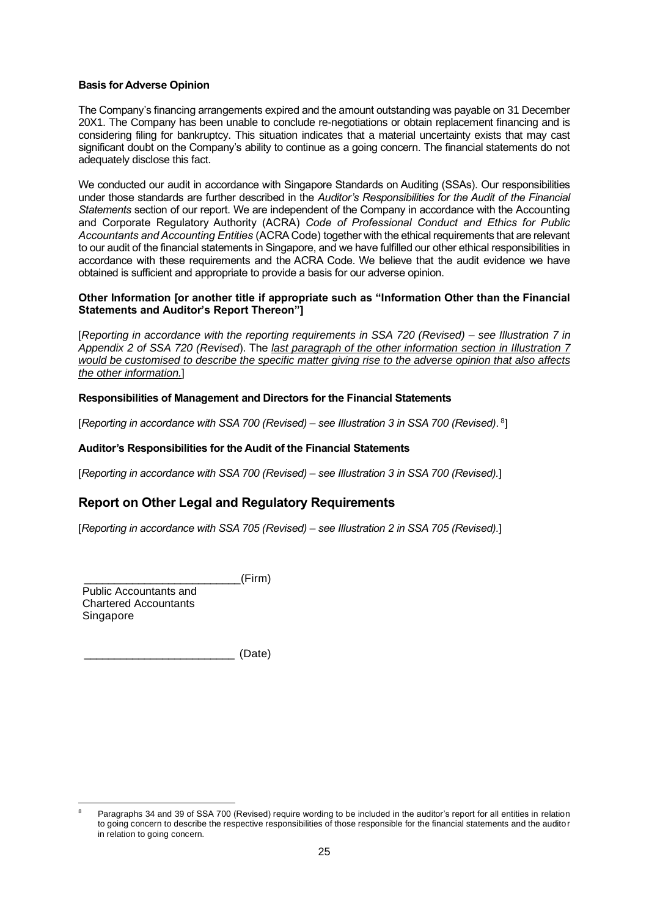**Basis for Adverse Opinion**

The Company's financing arrangements expired and the amount outstanding was payable on 31 December 20X1. The Company has been unable to conclude re-negotiations or obtain replacement financing and is considering filing for bankruptcy. This situation indicates that a material uncertainty exists that may cast significant doubt on the Company's ability to continue as a going concern. The financial statements do not adequately disclose this fact.

We conducted our audit in accordance with Singapore Standards on Auditing (SSAs). Our responsibilities under those standards are further described in the *Auditor's Responsibilities for the Audit of the Financial Statements* section of our report. We are independent of the Company in accordance with the Accounting and Corporate Regulatory Authority (ACRA) *Code of Professional Conduct and Ethics for Public Accountants and Accounting Entities* (ACRA Code) together with the ethical requirements that are relevant to our audit of the financial statements in Singapore, and we have fulfilled our other ethical responsibilities in accordance with these requirements and the ACRA Code. We believe that the audit evidence we have obtained is sufficient and appropriate to provide a basis for our adverse opinion.

**Other Information [or another title if appropriate such as "Information Other than the Financial Statements and Auditor's Report Thereon"]**

[*Reporting in accordance with the reporting requirements in SSA 720 (Revised) – see Illustration 7 in Appendix 2 of SSA 720 (Revised)*. The *last paragraph of the other information section in Illustration 7 would be customised to describe the specific matter giving rise to the adverse opinion that also affects the other information.*]

**Responsibilities of Management and Directors for the Financial Statements**

[*Reporting in accordance with SSA 700 (Revised) – see Illustration 3 in SSA 700 (Revised)*.[8]]

**Auditor's Responsibilities for the Audit of the Financial Statements**

[*Reporting in accordance with SSA 700 (Revised) – see Illustration 3 in SSA 700 (Revised).*]

## Report on Other Legal and Regulatory Requirements

[*Reporting in accordance with SSA 705 (Revised) – see Illustration 2 in SSA 705 (Revised).*]

_________________________(Firm)
Public Accountants and
Chartered Accountants
Singapore

________________________ (Date)

---

[8] Paragraphs 34 and 39 of SSA 700 (Revised) require wording to be included in the auditor's report for all entities in relation to going concern to describe the respective responsibilities of those responsible for the financial statements and the auditor in relation to going concern.